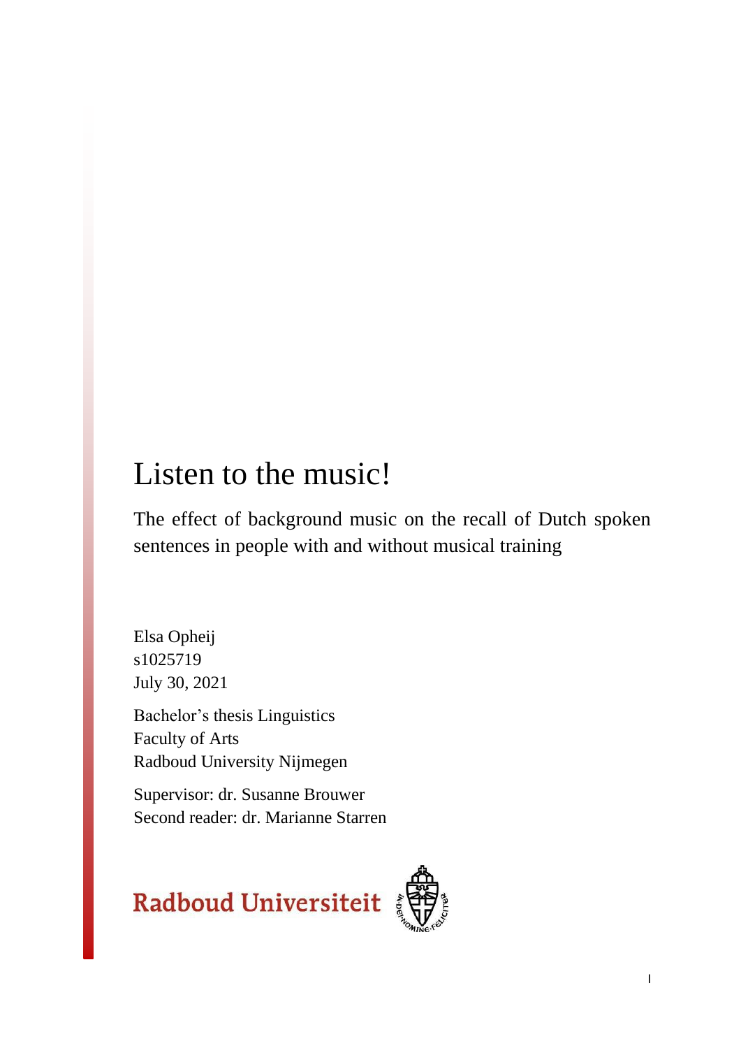# Listen to the music!

The effect of background music on the recall of Dutch spoken sentences in people with and without musical training

Elsa Opheij
s1025719
July 30, 2021

Bachelor's thesis Linguistics
Faculty of Arts
Radboud University Nijmegen

Supervisor: dr. Susanne Brouwer
Second reader: dr. Marianne Starren

Radboud Universiteit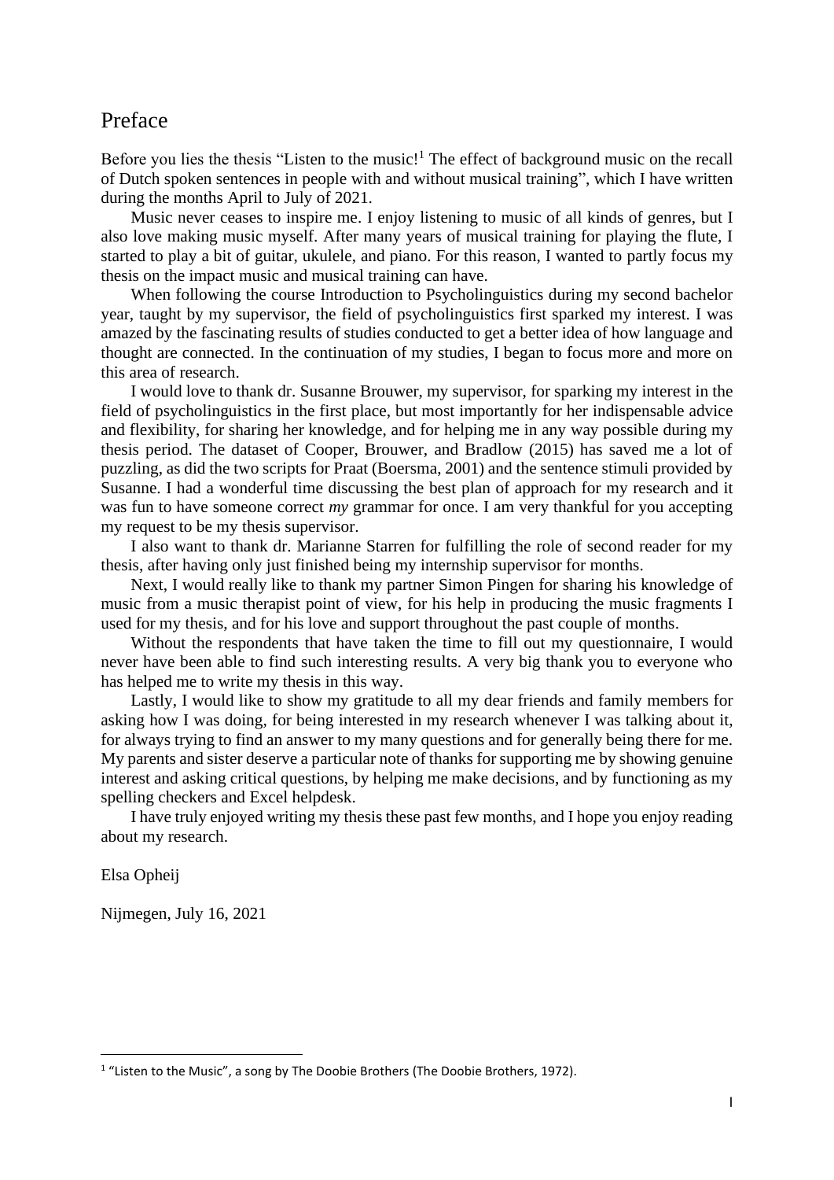# Preface

Before you lies the thesis "Listen to the music![1] The effect of background music on the recall of Dutch spoken sentences in people with and without musical training", which I have written during the months April to July of 2021.

Music never ceases to inspire me. I enjoy listening to music of all kinds of genres, but I also love making music myself. After many years of musical training for playing the flute, I started to play a bit of guitar, ukulele, and piano. For this reason, I wanted to partly focus my thesis on the impact music and musical training can have.

When following the course Introduction to Psycholinguistics during my second bachelor year, taught by my supervisor, the field of psycholinguistics first sparked my interest. I was amazed by the fascinating results of studies conducted to get a better idea of how language and thought are connected. In the continuation of my studies, I began to focus more and more on this area of research.

I would love to thank dr. Susanne Brouwer, my supervisor, for sparking my interest in the field of psycholinguistics in the first place, but most importantly for her indispensable advice and flexibility, for sharing her knowledge, and for helping me in any way possible during my thesis period. The dataset of Cooper, Brouwer, and Bradlow (2015) has saved me a lot of puzzling, as did the two scripts for Praat (Boersma, 2001) and the sentence stimuli provided by Susanne. I had a wonderful time discussing the best plan of approach for my research and it was fun to have someone correct *my* grammar for once. I am very thankful for you accepting my request to be my thesis supervisor.

I also want to thank dr. Marianne Starren for fulfilling the role of second reader for my thesis, after having only just finished being my internship supervisor for months.

Next, I would really like to thank my partner Simon Pingen for sharing his knowledge of music from a music therapist point of view, for his help in producing the music fragments I used for my thesis, and for his love and support throughout the past couple of months.

Without the respondents that have taken the time to fill out my questionnaire, I would never have been able to find such interesting results. A very big thank you to everyone who has helped me to write my thesis in this way.

Lastly, I would like to show my gratitude to all my dear friends and family members for asking how I was doing, for being interested in my research whenever I was talking about it, for always trying to find an answer to my many questions and for generally being there for me. My parents and sister deserve a particular note of thanks for supporting me by showing genuine interest and asking critical questions, by helping me make decisions, and by functioning as my spelling checkers and Excel helpdesk.

I have truly enjoyed writing my thesis these past few months, and I hope you enjoy reading about my research.

Elsa Opheij

Nijmegen, July 16, 2021

[1] "Listen to the Music", a song by The Doobie Brothers (The Doobie Brothers, 1972).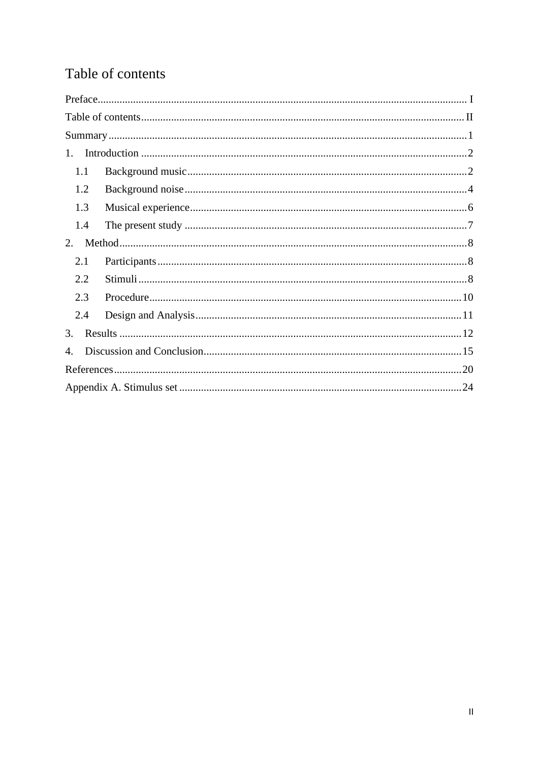# Table of contents

Preface ........................................................................................................................ I

Table of contents ......................................................................................................... II

Summary ..................................................................................................................... 1

1. Introduction .............................................................................................................. 2
   - 1.1 Background music ............................................................................................. 2
   - 1.2 Background noise ............................................................................................... 4
   - 1.3 Musical experience ............................................................................................ 6
   - 1.4 The present study ............................................................................................... 7
2. Method ..................................................................................................................... 8
   - 2.1 Participants ........................................................................................................ 8
   - 2.2 Stimuli ............................................................................................................... 8
   - 2.3 Procedure .......................................................................................................... 10
   - 2.4 Design and Analysis .......................................................................................... 11
3. Results .................................................................................................................... 12
4. Discussion and Conclusion ...................................................................................... 15

References .................................................................................................................. 20

Appendix A. Stimulus set ........................................................................................... 24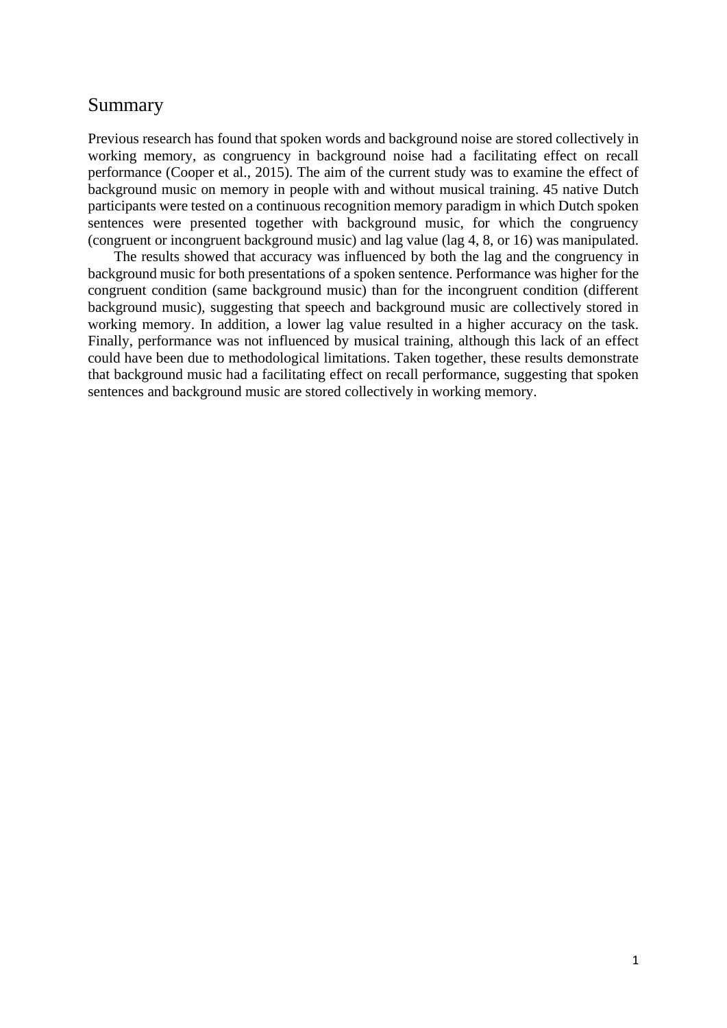## Summary

Previous research has found that spoken words and background noise are stored collectively in working memory, as congruency in background noise had a facilitating effect on recall performance (Cooper et al., 2015). The aim of the current study was to examine the effect of background music on memory in people with and without musical training. 45 native Dutch participants were tested on a continuous recognition memory paradigm in which Dutch spoken sentences were presented together with background music, for which the congruency (congruent or incongruent background music) and lag value (lag 4, 8, or 16) was manipulated.

The results showed that accuracy was influenced by both the lag and the congruency in background music for both presentations of a spoken sentence. Performance was higher for the congruent condition (same background music) than for the incongruent condition (different background music), suggesting that speech and background music are collectively stored in working memory. In addition, a lower lag value resulted in a higher accuracy on the task. Finally, performance was not influenced by musical training, although this lack of an effect could have been due to methodological limitations. Taken together, these results demonstrate that background music had a facilitating effect on recall performance, suggesting that spoken sentences and background music are stored collectively in working memory.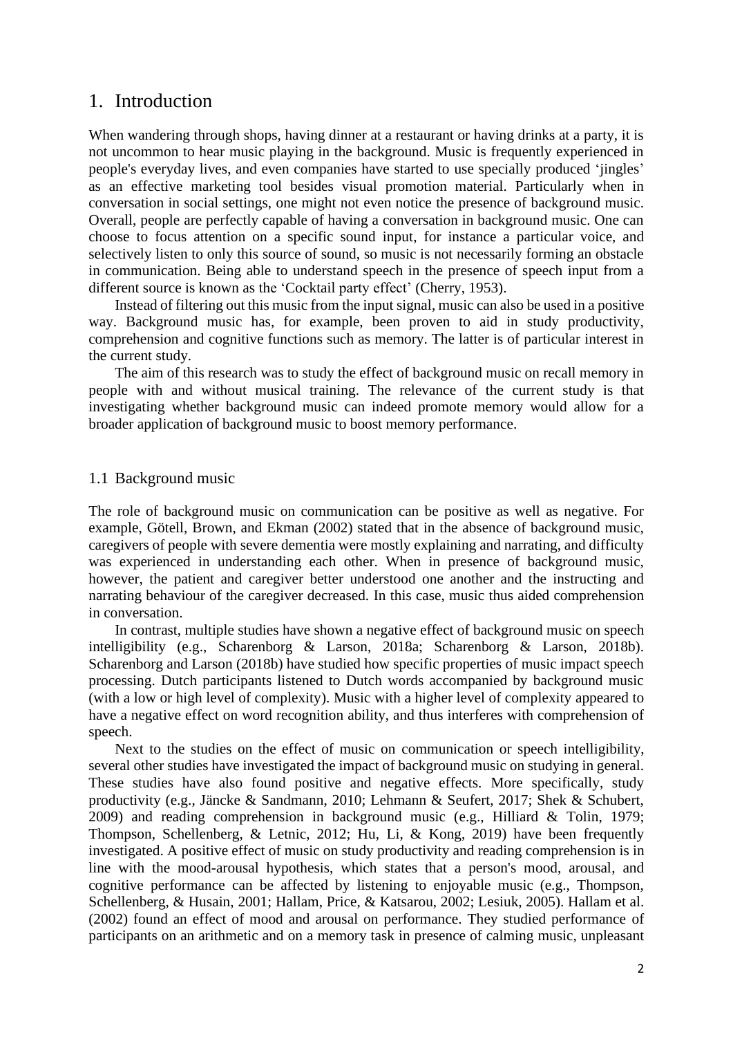# 1. Introduction

When wandering through shops, having dinner at a restaurant or having drinks at a party, it is not uncommon to hear music playing in the background. Music is frequently experienced in people's everyday lives, and even companies have started to use specially produced 'jingles' as an effective marketing tool besides visual promotion material. Particularly when in conversation in social settings, one might not even notice the presence of background music. Overall, people are perfectly capable of having a conversation in background music. One can choose to focus attention on a specific sound input, for instance a particular voice, and selectively listen to only this source of sound, so music is not necessarily forming an obstacle in communication. Being able to understand speech in the presence of speech input from a different source is known as the 'Cocktail party effect' (Cherry, 1953).

Instead of filtering out this music from the input signal, music can also be used in a positive way. Background music has, for example, been proven to aid in study productivity, comprehension and cognitive functions such as memory. The latter is of particular interest in the current study.

The aim of this research was to study the effect of background music on recall memory in people with and without musical training. The relevance of the current study is that investigating whether background music can indeed promote memory would allow for a broader application of background music to boost memory performance.

## 1.1 Background music

The role of background music on communication can be positive as well as negative. For example, Götell, Brown, and Ekman (2002) stated that in the absence of background music, caregivers of people with severe dementia were mostly explaining and narrating, and difficulty was experienced in understanding each other. When in presence of background music, however, the patient and caregiver better understood one another and the instructing and narrating behaviour of the caregiver decreased. In this case, music thus aided comprehension in conversation.

In contrast, multiple studies have shown a negative effect of background music on speech intelligibility (e.g., Scharenborg & Larson, 2018a; Scharenborg & Larson, 2018b). Scharenborg and Larson (2018b) have studied how specific properties of music impact speech processing. Dutch participants listened to Dutch words accompanied by background music (with a low or high level of complexity). Music with a higher level of complexity appeared to have a negative effect on word recognition ability, and thus interferes with comprehension of speech.

Next to the studies on the effect of music on communication or speech intelligibility, several other studies have investigated the impact of background music on studying in general. These studies have also found positive and negative effects. More specifically, study productivity (e.g., Jäncke & Sandmann, 2010; Lehmann & Seufert, 2017; Shek & Schubert, 2009) and reading comprehension in background music (e.g., Hilliard & Tolin, 1979; Thompson, Schellenberg, & Letnic, 2012; Hu, Li, & Kong, 2019) have been frequently investigated. A positive effect of music on study productivity and reading comprehension is in line with the mood-arousal hypothesis, which states that a person's mood, arousal, and cognitive performance can be affected by listening to enjoyable music (e.g., Thompson, Schellenberg, & Husain, 2001; Hallam, Price, & Katsarou, 2002; Lesiuk, 2005). Hallam et al. (2002) found an effect of mood and arousal on performance. They studied performance of participants on an arithmetic and on a memory task in presence of calming music, unpleasant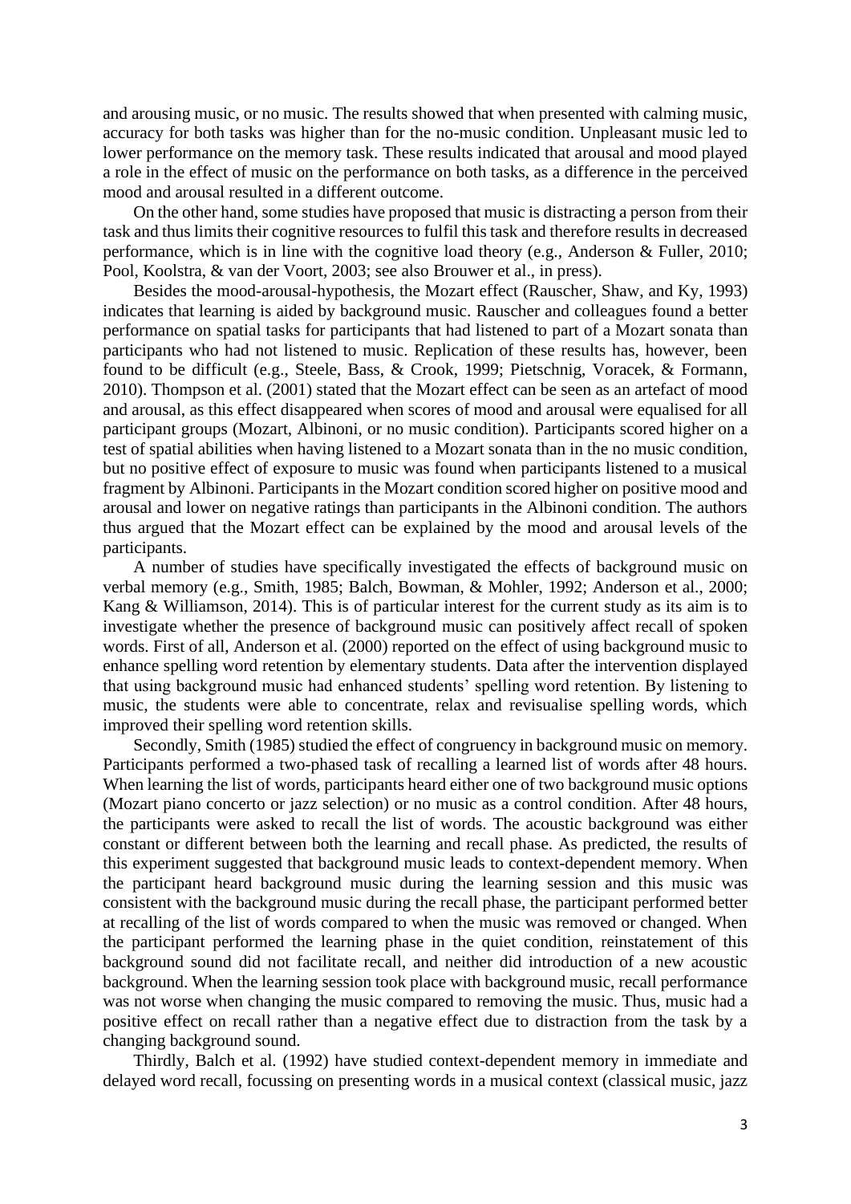and arousing music, or no music. The results showed that when presented with calming music, accuracy for both tasks was higher than for the no-music condition. Unpleasant music led to lower performance on the memory task. These results indicated that arousal and mood played a role in the effect of music on the performance on both tasks, as a difference in the perceived mood and arousal resulted in a different outcome.

On the other hand, some studies have proposed that music is distracting a person from their task and thus limits their cognitive resources to fulfil this task and therefore results in decreased performance, which is in line with the cognitive load theory (e.g., Anderson & Fuller, 2010; Pool, Koolstra, & van der Voort, 2003; see also Brouwer et al., in press).

Besides the mood-arousal-hypothesis, the Mozart effect (Rauscher, Shaw, and Ky, 1993) indicates that learning is aided by background music. Rauscher and colleagues found a better performance on spatial tasks for participants that had listened to part of a Mozart sonata than participants who had not listened to music. Replication of these results has, however, been found to be difficult (e.g., Steele, Bass, & Crook, 1999; Pietschnig, Voracek, & Formann, 2010). Thompson et al. (2001) stated that the Mozart effect can be seen as an artefact of mood and arousal, as this effect disappeared when scores of mood and arousal were equalised for all participant groups (Mozart, Albinoni, or no music condition). Participants scored higher on a test of spatial abilities when having listened to a Mozart sonata than in the no music condition, but no positive effect of exposure to music was found when participants listened to a musical fragment by Albinoni. Participants in the Mozart condition scored higher on positive mood and arousal and lower on negative ratings than participants in the Albinoni condition. The authors thus argued that the Mozart effect can be explained by the mood and arousal levels of the participants.

A number of studies have specifically investigated the effects of background music on verbal memory (e.g., Smith, 1985; Balch, Bowman, & Mohler, 1992; Anderson et al., 2000; Kang & Williamson, 2014). This is of particular interest for the current study as its aim is to investigate whether the presence of background music can positively affect recall of spoken words. First of all, Anderson et al. (2000) reported on the effect of using background music to enhance spelling word retention by elementary students. Data after the intervention displayed that using background music had enhanced students' spelling word retention. By listening to music, the students were able to concentrate, relax and revisualise spelling words, which improved their spelling word retention skills.

Secondly, Smith (1985) studied the effect of congruency in background music on memory. Participants performed a two-phased task of recalling a learned list of words after 48 hours. When learning the list of words, participants heard either one of two background music options (Mozart piano concerto or jazz selection) or no music as a control condition. After 48 hours, the participants were asked to recall the list of words. The acoustic background was either constant or different between both the learning and recall phase. As predicted, the results of this experiment suggested that background music leads to context-dependent memory. When the participant heard background music during the learning session and this music was consistent with the background music during the recall phase, the participant performed better at recalling of the list of words compared to when the music was removed or changed. When the participant performed the learning phase in the quiet condition, reinstatement of this background sound did not facilitate recall, and neither did introduction of a new acoustic background. When the learning session took place with background music, recall performance was not worse when changing the music compared to removing the music. Thus, music had a positive effect on recall rather than a negative effect due to distraction from the task by a changing background sound.

Thirdly, Balch et al. (1992) have studied context-dependent memory in immediate and delayed word recall, focussing on presenting words in a musical context (classical music, jazz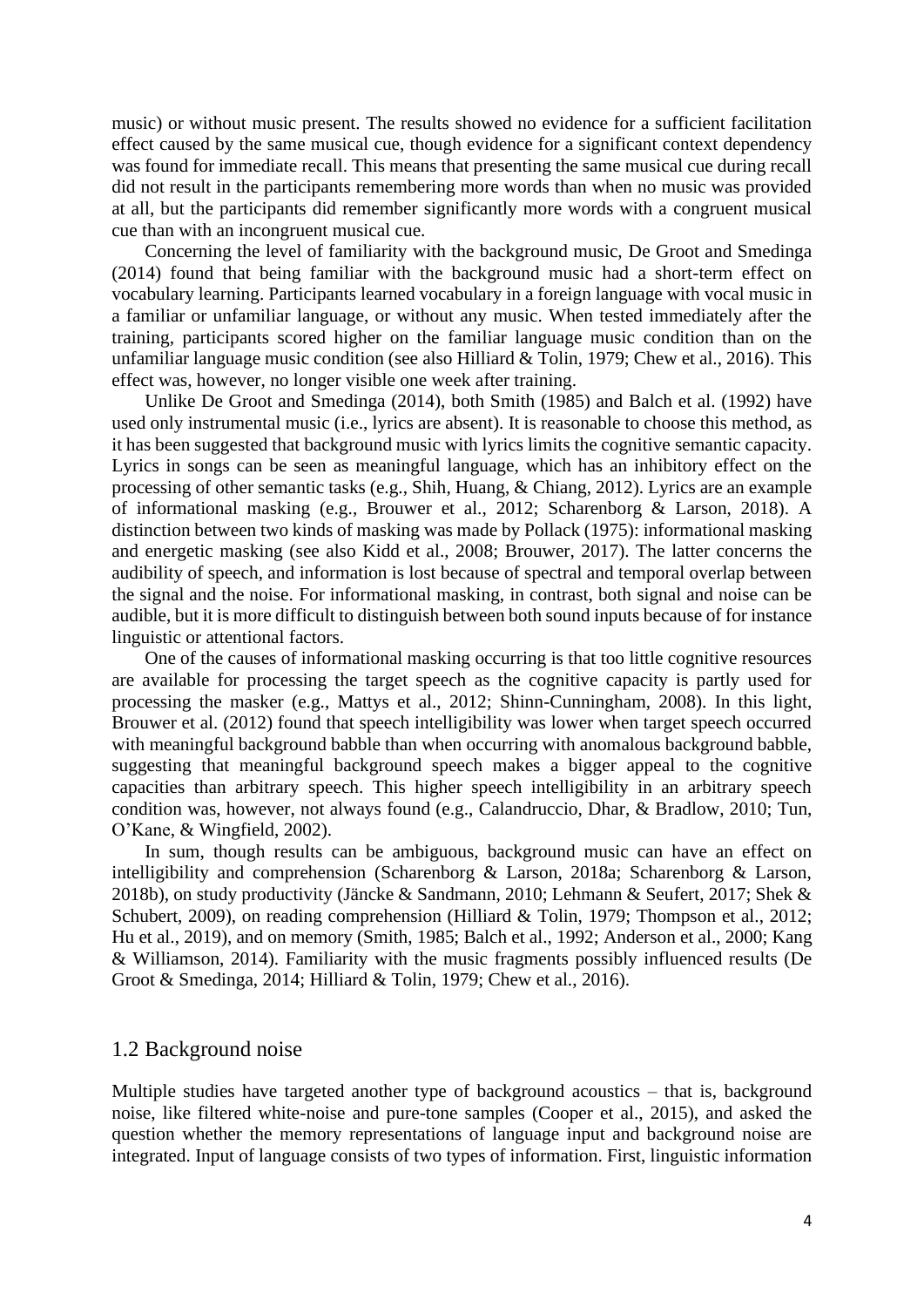music) or without music present. The results showed no evidence for a sufficient facilitation effect caused by the same musical cue, though evidence for a significant context dependency was found for immediate recall. This means that presenting the same musical cue during recall did not result in the participants remembering more words than when no music was provided at all, but the participants did remember significantly more words with a congruent musical cue than with an incongruent musical cue.

Concerning the level of familiarity with the background music, De Groot and Smedinga (2014) found that being familiar with the background music had a short-term effect on vocabulary learning. Participants learned vocabulary in a foreign language with vocal music in a familiar or unfamiliar language, or without any music. When tested immediately after the training, participants scored higher on the familiar language music condition than on the unfamiliar language music condition (see also Hilliard & Tolin, 1979; Chew et al., 2016). This effect was, however, no longer visible one week after training.

Unlike De Groot and Smedinga (2014), both Smith (1985) and Balch et al. (1992) have used only instrumental music (i.e., lyrics are absent). It is reasonable to choose this method, as it has been suggested that background music with lyrics limits the cognitive semantic capacity. Lyrics in songs can be seen as meaningful language, which has an inhibitory effect on the processing of other semantic tasks (e.g., Shih, Huang, & Chiang, 2012). Lyrics are an example of informational masking (e.g., Brouwer et al., 2012; Scharenborg & Larson, 2018). A distinction between two kinds of masking was made by Pollack (1975): informational masking and energetic masking (see also Kidd et al., 2008; Brouwer, 2017). The latter concerns the audibility of speech, and information is lost because of spectral and temporal overlap between the signal and the noise. For informational masking, in contrast, both signal and noise can be audible, but it is more difficult to distinguish between both sound inputs because of for instance linguistic or attentional factors.

One of the causes of informational masking occurring is that too little cognitive resources are available for processing the target speech as the cognitive capacity is partly used for processing the masker (e.g., Mattys et al., 2012; Shinn-Cunningham, 2008). In this light, Brouwer et al. (2012) found that speech intelligibility was lower when target speech occurred with meaningful background babble than when occurring with anomalous background babble, suggesting that meaningful background speech makes a bigger appeal to the cognitive capacities than arbitrary speech. This higher speech intelligibility in an arbitrary speech condition was, however, not always found (e.g., Calandruccio, Dhar, & Bradlow, 2010; Tun, O'Kane, & Wingfield, 2002).

In sum, though results can be ambiguous, background music can have an effect on intelligibility and comprehension (Scharenborg & Larson, 2018a; Scharenborg & Larson, 2018b), on study productivity (Jäncke & Sandmann, 2010; Lehmann & Seufert, 2017; Shek & Schubert, 2009), on reading comprehension (Hilliard & Tolin, 1979; Thompson et al., 2012; Hu et al., 2019), and on memory (Smith, 1985; Balch et al., 1992; Anderson et al., 2000; Kang & Williamson, 2014). Familiarity with the music fragments possibly influenced results (De Groot & Smedinga, 2014; Hilliard & Tolin, 1979; Chew et al., 2016).

## 1.2 Background noise

Multiple studies have targeted another type of background acoustics – that is, background noise, like filtered white-noise and pure-tone samples (Cooper et al., 2015), and asked the question whether the memory representations of language input and background noise are integrated. Input of language consists of two types of information. First, linguistic information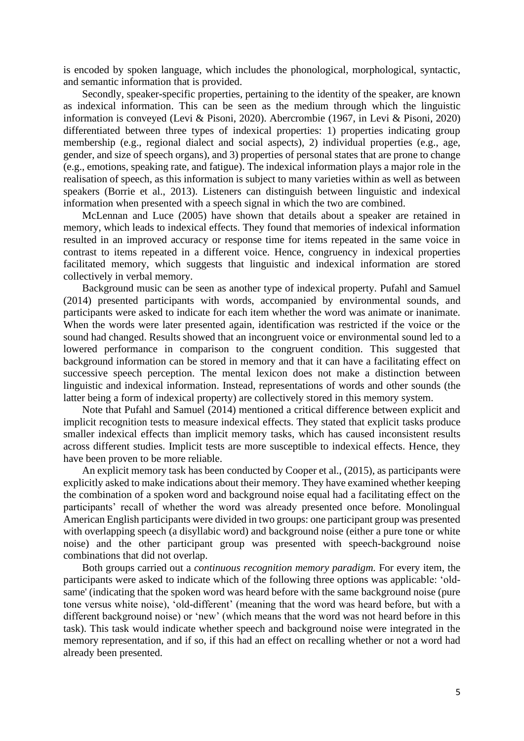is encoded by spoken language, which includes the phonological, morphological, syntactic, and semantic information that is provided.

Secondly, speaker-specific properties, pertaining to the identity of the speaker, are known as indexical information. This can be seen as the medium through which the linguistic information is conveyed (Levi & Pisoni, 2020). Abercrombie (1967, in Levi & Pisoni, 2020) differentiated between three types of indexical properties: 1) properties indicating group membership (e.g., regional dialect and social aspects), 2) individual properties (e.g., age, gender, and size of speech organs), and 3) properties of personal states that are prone to change (e.g., emotions, speaking rate, and fatigue). The indexical information plays a major role in the realisation of speech, as this information is subject to many varieties within as well as between speakers (Borrie et al., 2013). Listeners can distinguish between linguistic and indexical information when presented with a speech signal in which the two are combined.

McLennan and Luce (2005) have shown that details about a speaker are retained in memory, which leads to indexical effects. They found that memories of indexical information resulted in an improved accuracy or response time for items repeated in the same voice in contrast to items repeated in a different voice. Hence, congruency in indexical properties facilitated memory, which suggests that linguistic and indexical information are stored collectively in verbal memory.

Background music can be seen as another type of indexical property. Pufahl and Samuel (2014) presented participants with words, accompanied by environmental sounds, and participants were asked to indicate for each item whether the word was animate or inanimate. When the words were later presented again, identification was restricted if the voice or the sound had changed. Results showed that an incongruent voice or environmental sound led to a lowered performance in comparison to the congruent condition. This suggested that background information can be stored in memory and that it can have a facilitating effect on successive speech perception. The mental lexicon does not make a distinction between linguistic and indexical information. Instead, representations of words and other sounds (the latter being a form of indexical property) are collectively stored in this memory system.

Note that Pufahl and Samuel (2014) mentioned a critical difference between explicit and implicit recognition tests to measure indexical effects. They stated that explicit tasks produce smaller indexical effects than implicit memory tasks, which has caused inconsistent results across different studies. Implicit tests are more susceptible to indexical effects. Hence, they have been proven to be more reliable.

An explicit memory task has been conducted by Cooper et al., (2015), as participants were explicitly asked to make indications about their memory. They have examined whether keeping the combination of a spoken word and background noise equal had a facilitating effect on the participants' recall of whether the word was already presented once before. Monolingual American English participants were divided in two groups: one participant group was presented with overlapping speech (a disyllabic word) and background noise (either a pure tone or white noise) and the other participant group was presented with speech-background noise combinations that did not overlap.

Both groups carried out a *continuous recognition memory paradigm.* For every item, the participants were asked to indicate which of the following three options was applicable: 'old-same' (indicating that the spoken word was heard before with the same background noise (pure tone versus white noise), 'old-different' (meaning that the word was heard before, but with a different background noise) or 'new' (which means that the word was not heard before in this task). This task would indicate whether speech and background noise were integrated in the memory representation, and if so, if this had an effect on recalling whether or not a word had already been presented.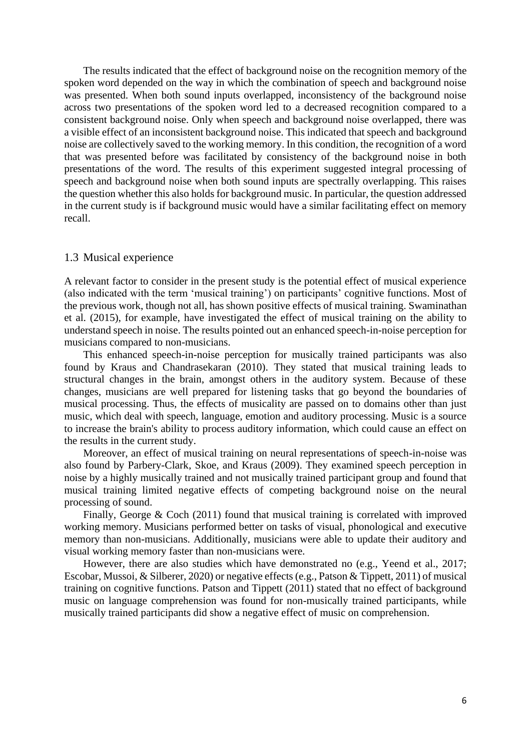The results indicated that the effect of background noise on the recognition memory of the spoken word depended on the way in which the combination of speech and background noise was presented. When both sound inputs overlapped, inconsistency of the background noise across two presentations of the spoken word led to a decreased recognition compared to a consistent background noise. Only when speech and background noise overlapped, there was a visible effect of an inconsistent background noise. This indicated that speech and background noise are collectively saved to the working memory. In this condition, the recognition of a word that was presented before was facilitated by consistency of the background noise in both presentations of the word. The results of this experiment suggested integral processing of speech and background noise when both sound inputs are spectrally overlapping. This raises the question whether this also holds for background music. In particular, the question addressed in the current study is if background music would have a similar facilitating effect on memory recall.

## 1.3 Musical experience

A relevant factor to consider in the present study is the potential effect of musical experience (also indicated with the term 'musical training') on participants' cognitive functions. Most of the previous work, though not all, has shown positive effects of musical training. Swaminathan et al. (2015), for example, have investigated the effect of musical training on the ability to understand speech in noise. The results pointed out an enhanced speech-in-noise perception for musicians compared to non-musicians.

This enhanced speech-in-noise perception for musically trained participants was also found by Kraus and Chandrasekaran (2010). They stated that musical training leads to structural changes in the brain, amongst others in the auditory system. Because of these changes, musicians are well prepared for listening tasks that go beyond the boundaries of musical processing. Thus, the effects of musicality are passed on to domains other than just music, which deal with speech, language, emotion and auditory processing. Music is a source to increase the brain's ability to process auditory information, which could cause an effect on the results in the current study.

Moreover, an effect of musical training on neural representations of speech-in-noise was also found by Parbery-Clark, Skoe, and Kraus (2009). They examined speech perception in noise by a highly musically trained and not musically trained participant group and found that musical training limited negative effects of competing background noise on the neural processing of sound.

Finally, George & Coch (2011) found that musical training is correlated with improved working memory. Musicians performed better on tasks of visual, phonological and executive memory than non-musicians. Additionally, musicians were able to update their auditory and visual working memory faster than non-musicians were.

However, there are also studies which have demonstrated no (e.g., Yeend et al., 2017; Escobar, Mussoi, & Silberer, 2020) or negative effects (e.g., Patson & Tippett, 2011) of musical training on cognitive functions. Patson and Tippett (2011) stated that no effect of background music on language comprehension was found for non-musically trained participants, while musically trained participants did show a negative effect of music on comprehension.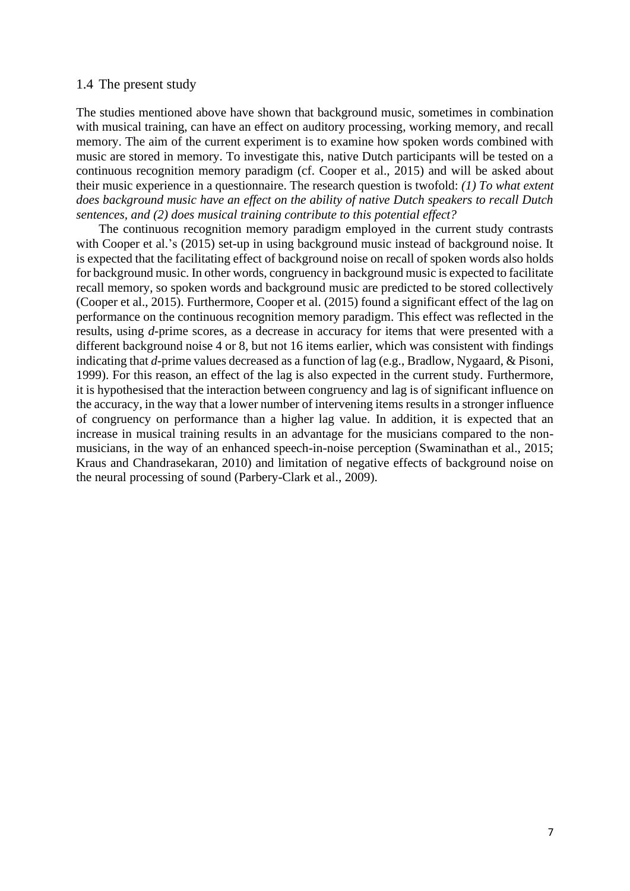## 1.4 The present study

The studies mentioned above have shown that background music, sometimes in combination with musical training, can have an effect on auditory processing, working memory, and recall memory. The aim of the current experiment is to examine how spoken words combined with music are stored in memory. To investigate this, native Dutch participants will be tested on a continuous recognition memory paradigm (cf. Cooper et al., 2015) and will be asked about their music experience in a questionnaire. The research question is twofold: *(1) To what extent does background music have an effect on the ability of native Dutch speakers to recall Dutch sentences, and (2) does musical training contribute to this potential effect?*

The continuous recognition memory paradigm employed in the current study contrasts with Cooper et al.'s (2015) set-up in using background music instead of background noise. It is expected that the facilitating effect of background noise on recall of spoken words also holds for background music. In other words, congruency in background music is expected to facilitate recall memory, so spoken words and background music are predicted to be stored collectively (Cooper et al., 2015). Furthermore, Cooper et al. (2015) found a significant effect of the lag on performance on the continuous recognition memory paradigm. This effect was reflected in the results, using *d*-prime scores, as a decrease in accuracy for items that were presented with a different background noise 4 or 8, but not 16 items earlier, which was consistent with findings indicating that *d*-prime values decreased as a function of lag (e.g., Bradlow, Nygaard, & Pisoni, 1999). For this reason, an effect of the lag is also expected in the current study. Furthermore, it is hypothesised that the interaction between congruency and lag is of significant influence on the accuracy, in the way that a lower number of intervening items results in a stronger influence of congruency on performance than a higher lag value. In addition, it is expected that an increase in musical training results in an advantage for the musicians compared to the non-musicians, in the way of an enhanced speech-in-noise perception (Swaminathan et al., 2015; Kraus and Chandrasekaran, 2010) and limitation of negative effects of background noise on the neural processing of sound (Parbery-Clark et al., 2009).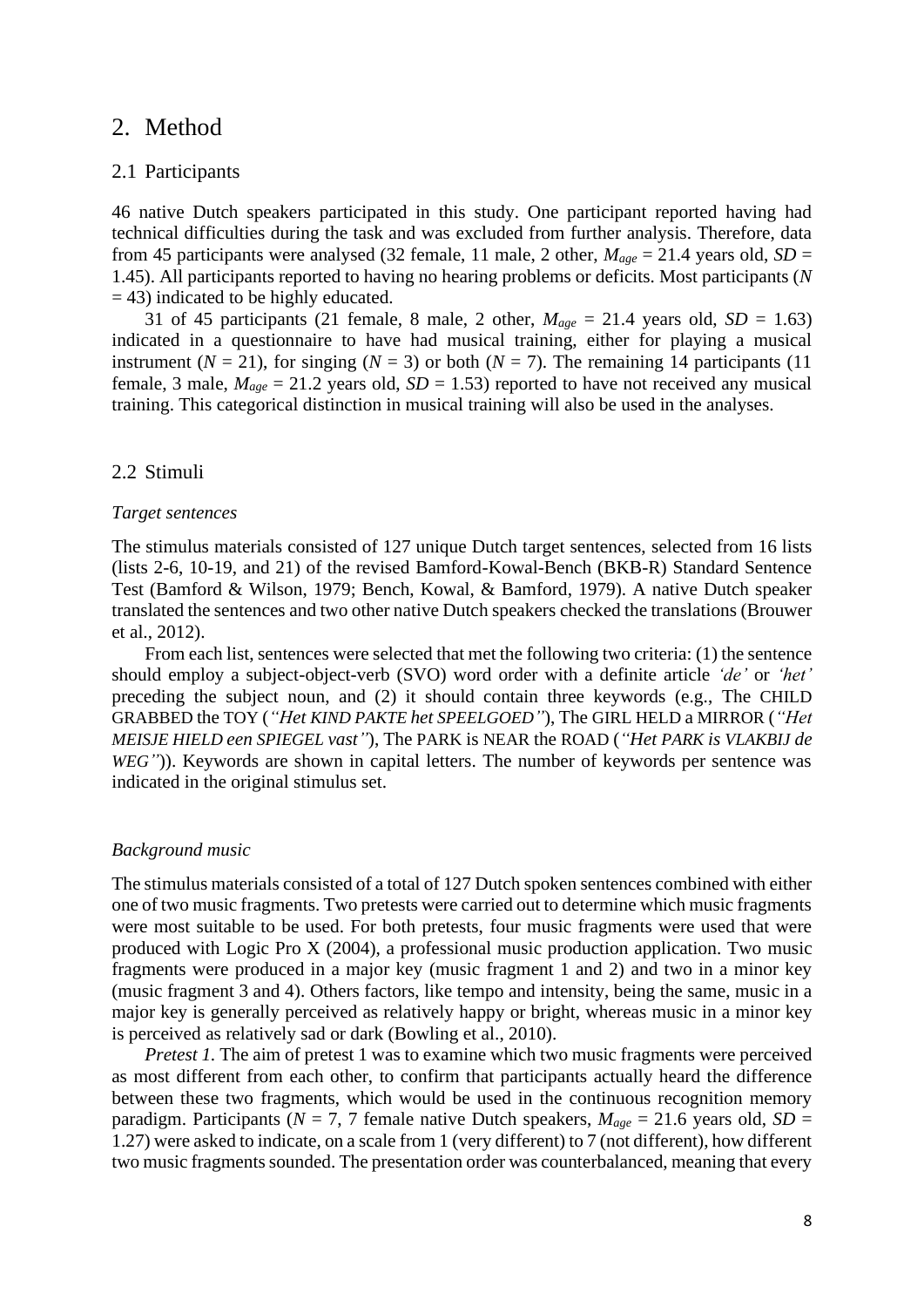# 2. Method

## 2.1 Participants

46 native Dutch speakers participated in this study. One participant reported having had technical difficulties during the task and was excluded from further analysis. Therefore, data from 45 participants were analysed (32 female, 11 male, 2 other, $M_{age}$ = 21.4 years old, $SD$ = 1.45). All participants reported to having no hearing problems or deficits. Most participants ($N$ = 43) indicated to be highly educated.

31 of 45 participants (21 female, 8 male, 2 other, $M_{age}$ = 21.4 years old, $SD$ = 1.63) indicated in a questionnaire to have had musical training, either for playing a musical instrument ($N$ = 21), for singing ($N$ = 3) or both ($N$ = 7). The remaining 14 participants (11 female, 3 male, $M_{age}$ = 21.2 years old, $SD$ = 1.53) reported to have not received any musical training. This categorical distinction in musical training will also be used in the analyses.

## 2.2 Stimuli

*Target sentences*

The stimulus materials consisted of 127 unique Dutch target sentences, selected from 16 lists (lists 2-6, 10-19, and 21) of the revised Bamford-Kowal-Bench (BKB-R) Standard Sentence Test (Bamford & Wilson, 1979; Bench, Kowal, & Bamford, 1979). A native Dutch speaker translated the sentences and two other native Dutch speakers checked the translations (Brouwer et al., 2012).

From each list, sentences were selected that met the following two criteria: (1) the sentence should employ a subject-object-verb (SVO) word order with a definite article *'de'* or *'het'* preceding the subject noun, and (2) it should contain three keywords (e.g., The CHILD GRABBED the TOY (*"Het KIND PAKTE het SPEELGOED"*), The GIRL HELD a MIRROR (*"Het MEISJE HIELD een SPIEGEL vast"*), The PARK is NEAR the ROAD (*"Het PARK is VLAKBIJ de WEG"*)). Keywords are shown in capital letters. The number of keywords per sentence was indicated in the original stimulus set.

*Background music*

The stimulus materials consisted of a total of 127 Dutch spoken sentences combined with either one of two music fragments. Two pretests were carried out to determine which music fragments were most suitable to be used. For both pretests, four music fragments were used that were produced with Logic Pro X (2004), a professional music production application. Two music fragments were produced in a major key (music fragment 1 and 2) and two in a minor key (music fragment 3 and 4). Others factors, like tempo and intensity, being the same, music in a major key is generally perceived as relatively happy or bright, whereas music in a minor key is perceived as relatively sad or dark (Bowling et al., 2010).

*Pretest 1.* The aim of pretest 1 was to examine which two music fragments were perceived as most different from each other, to confirm that participants actually heard the difference between these two fragments, which would be used in the continuous recognition memory paradigm. Participants ($N$ = 7, 7 female native Dutch speakers, $M_{age}$ = 21.6 years old, $SD$ = 1.27) were asked to indicate, on a scale from 1 (very different) to 7 (not different), how different two music fragments sounded. The presentation order was counterbalanced, meaning that every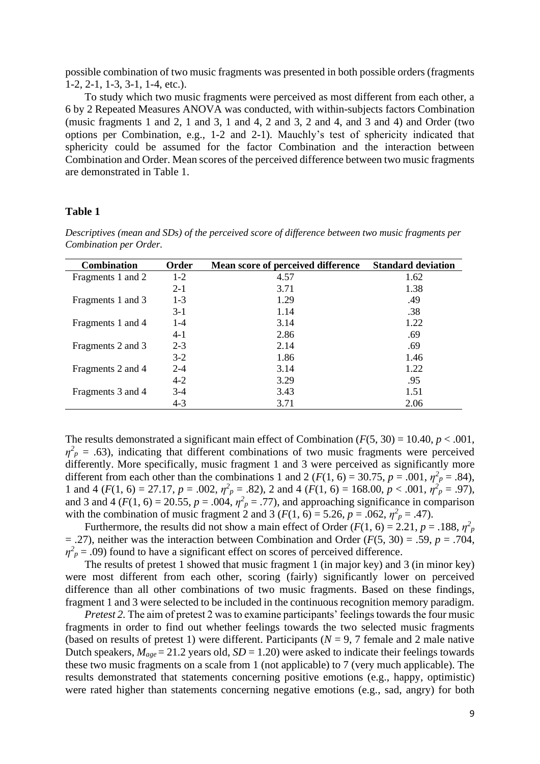possible combination of two music fragments was presented in both possible orders (fragments 1-2, 2-1, 1-3, 3-1, 1-4, etc.).

To study which two music fragments were perceived as most different from each other, a 6 by 2 Repeated Measures ANOVA was conducted, with within-subjects factors Combination (music fragments 1 and 2, 1 and 3, 1 and 4, 2 and 3, 2 and 4, and 3 and 4) and Order (two options per Combination, e.g., 1-2 and 2-1). Mauchly's test of sphericity indicated that sphericity could be assumed for the factor Combination and the interaction between Combination and Order. Mean scores of the perceived difference between two music fragments are demonstrated in Table 1.

**Table 1**

*Descriptives (mean and SDs) of the perceived score of difference between two music fragments per Combination per Order.*

| Combination | Order | Mean score of perceived difference | Standard deviation |
|---|---|---|---|
| Fragments 1 and 2 | 1-2 | 4.57 | 1.62 |
| | 2-1 | 3.71 | 1.38 |
| Fragments 1 and 3 | 1-3 | 1.29 | .49 |
| | 3-1 | 1.14 | .38 |
| Fragments 1 and 4 | 1-4 | 3.14 | 1.22 |
| | 4-1 | 2.86 | .69 |
| Fragments 2 and 3 | 2-3 | 2.14 | .69 |
| | 3-2 | 1.86 | 1.46 |
| Fragments 2 and 4 | 2-4 | 3.14 | 1.22 |
| | 4-2 | 3.29 | .95 |
| Fragments 3 and 4 | 3-4 | 3.43 | 1.51 |
| | 4-3 | 3.71 | 2.06 |

The results demonstrated a significant main effect of Combination ($F(5, 30) = 10.40$, $p < .001$, $\eta^2_p = .63$), indicating that different combinations of two music fragments were perceived differently. More specifically, music fragment 1 and 3 were perceived as significantly more different from each other than the combinations 1 and 2 ($F(1, 6) = 30.75$, $p = .001$, $\eta^2_p = .84$), 1 and 4 ($F(1, 6) = 27.17$, $p = .002$, $\eta^2_p = .82$), 2 and 4 ($F(1, 6) = 168.00$, $p < .001$, $\eta^2_p = .97$), and 3 and 4 ($F(1, 6) = 20.55$, $p = .004$, $\eta^2_p = .77$), and approaching significance in comparison with the combination of music fragment 2 and 3 ($F(1, 6) = 5.26$, $p = .062$, $\eta^2_p = .47$).

Furthermore, the results did not show a main effect of Order ($F(1, 6) = 2.21$, $p = .188$, $\eta^2_p = .27$), neither was the interaction between Combination and Order ($F(5, 30) = .59$, $p = .704$, $\eta^2_p = .09$) found to have a significant effect on scores of perceived difference.

The results of pretest 1 showed that music fragment 1 (in major key) and 3 (in minor key) were most different from each other, scoring (fairly) significantly lower on perceived difference than all other combinations of two music fragments. Based on these findings, fragment 1 and 3 were selected to be included in the continuous recognition memory paradigm.

*Pretest 2.* The aim of pretest 2 was to examine participants' feelings towards the four music fragments in order to find out whether feelings towards the two selected music fragments (based on results of pretest 1) were different. Participants ($N = 9$, 7 female and 2 male native Dutch speakers, $M_{age} = 21.2$ years old, $SD = 1.20$) were asked to indicate their feelings towards these two music fragments on a scale from 1 (not applicable) to 7 (very much applicable). The results demonstrated that statements concerning positive emotions (e.g., happy, optimistic) were rated higher than statements concerning negative emotions (e.g., sad, angry) for both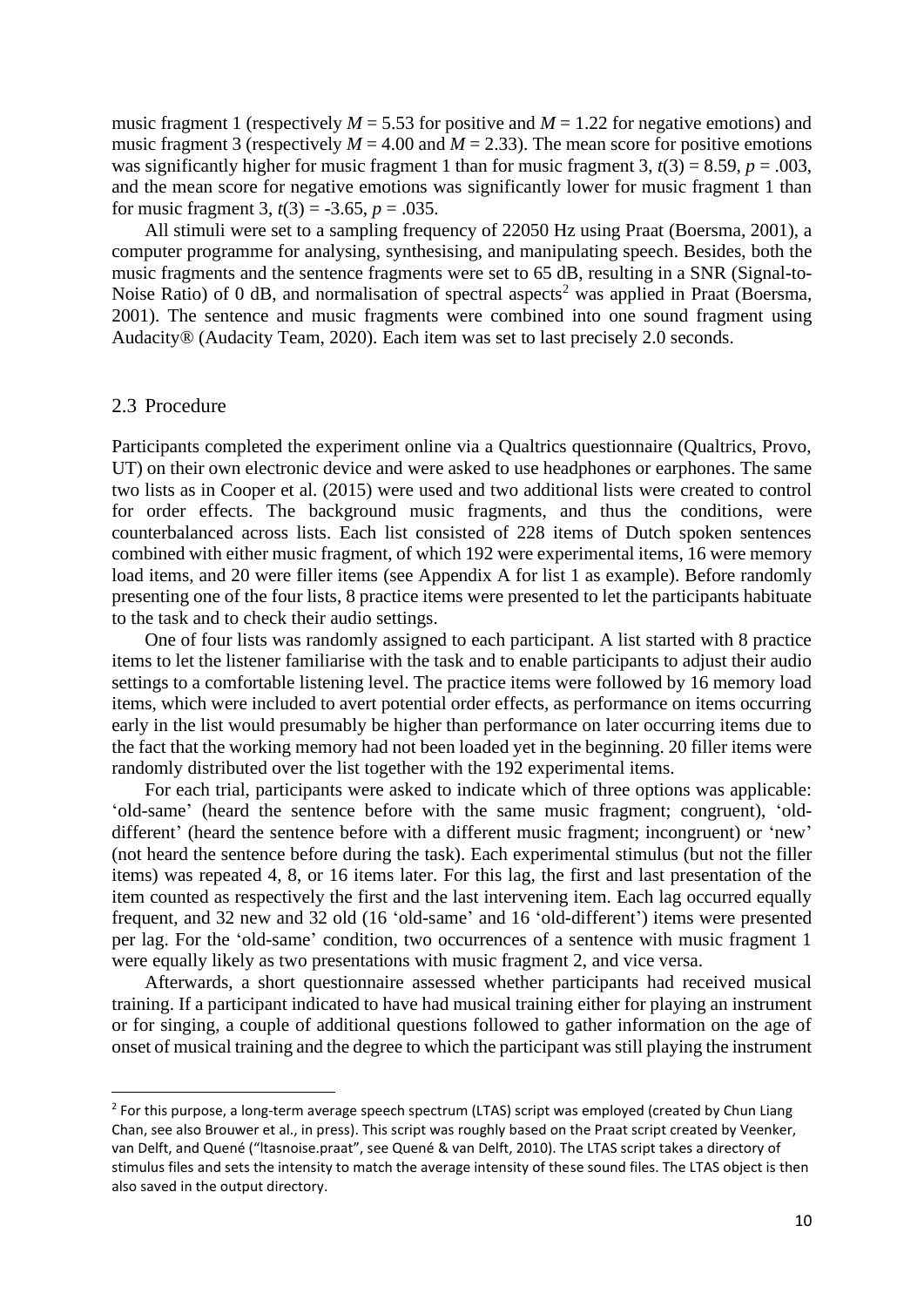music fragment 1 (respectively $M = 5.53$ for positive and $M = 1.22$ for negative emotions) and music fragment 3 (respectively $M = 4.00$ and $M = 2.33$). The mean score for positive emotions was significantly higher for music fragment 1 than for music fragment 3, $t(3) = 8.59$, $p = .003$, and the mean score for negative emotions was significantly lower for music fragment 1 than for music fragment 3, $t(3) = -3.65$, $p = .035$.

All stimuli were set to a sampling frequency of 22050 Hz using Praat (Boersma, 2001), a computer programme for analysing, synthesising, and manipulating speech. Besides, both the music fragments and the sentence fragments were set to 65 dB, resulting in a SNR (Signal-to-Noise Ratio) of 0 dB, and normalisation of spectral aspects[2] was applied in Praat (Boersma, 2001). The sentence and music fragments were combined into one sound fragment using Audacity® (Audacity Team, 2020). Each item was set to last precisely 2.0 seconds.

## 2.3 Procedure

Participants completed the experiment online via a Qualtrics questionnaire (Qualtrics, Provo, UT) on their own electronic device and were asked to use headphones or earphones. The same two lists as in Cooper et al. (2015) were used and two additional lists were created to control for order effects. The background music fragments, and thus the conditions, were counterbalanced across lists. Each list consisted of 228 items of Dutch spoken sentences combined with either music fragment, of which 192 were experimental items, 16 were memory load items, and 20 were filler items (see Appendix A for list 1 as example). Before randomly presenting one of the four lists, 8 practice items were presented to let the participants habituate to the task and to check their audio settings.

One of four lists was randomly assigned to each participant. A list started with 8 practice items to let the listener familiarise with the task and to enable participants to adjust their audio settings to a comfortable listening level. The practice items were followed by 16 memory load items, which were included to avert potential order effects, as performance on items occurring early in the list would presumably be higher than performance on later occurring items due to the fact that the working memory had not been loaded yet in the beginning. 20 filler items were randomly distributed over the list together with the 192 experimental items.

For each trial, participants were asked to indicate which of three options was applicable: 'old-same' (heard the sentence before with the same music fragment; congruent), 'old-different' (heard the sentence before with a different music fragment; incongruent) or 'new' (not heard the sentence before during the task). Each experimental stimulus (but not the filler items) was repeated 4, 8, or 16 items later. For this lag, the first and last presentation of the item counted as respectively the first and the last intervening item. Each lag occurred equally frequent, and 32 new and 32 old (16 'old-same' and 16 'old-different') items were presented per lag. For the 'old-same' condition, two occurrences of a sentence with music fragment 1 were equally likely as two presentations with music fragment 2, and vice versa.

Afterwards, a short questionnaire assessed whether participants had received musical training. If a participant indicated to have had musical training either for playing an instrument or for singing, a couple of additional questions followed to gather information on the age of onset of musical training and the degree to which the participant was still playing the instrument

[2] For this purpose, a long-term average speech spectrum (LTAS) script was employed (created by Chun Liang Chan, see also Brouwer et al., in press). This script was roughly based on the Praat script created by Veenker, van Delft, and Quené ("ltasnoise.praat", see Quené & van Delft, 2010). The LTAS script takes a directory of stimulus files and sets the intensity to match the average intensity of these sound files. The LTAS object is then also saved in the output directory.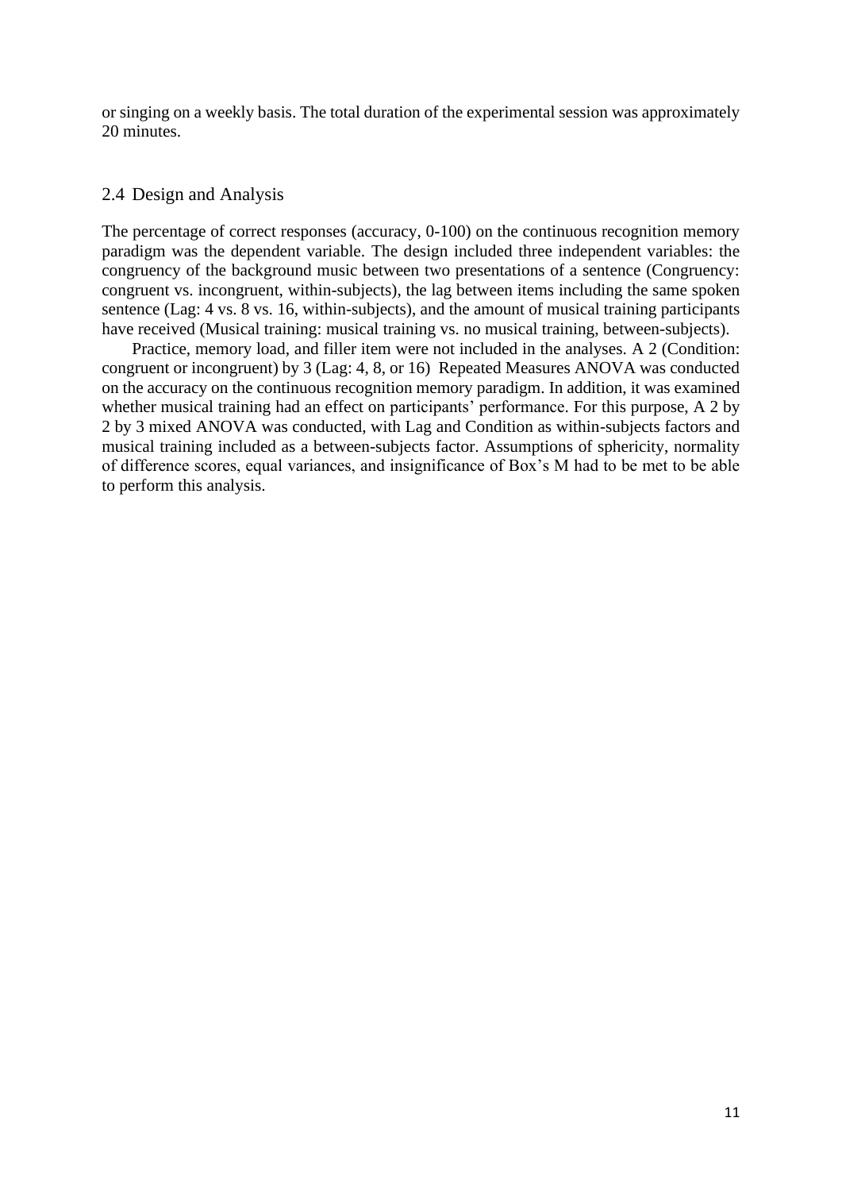or singing on a weekly basis. The total duration of the experimental session was approximately 20 minutes.

## 2.4 Design and Analysis

The percentage of correct responses (accuracy, 0-100) on the continuous recognition memory paradigm was the dependent variable. The design included three independent variables: the congruency of the background music between two presentations of a sentence (Congruency: congruent vs. incongruent, within-subjects), the lag between items including the same spoken sentence (Lag: 4 vs. 8 vs. 16, within-subjects), and the amount of musical training participants have received (Musical training: musical training vs. no musical training, between-subjects).

Practice, memory load, and filler item were not included in the analyses. A 2 (Condition: congruent or incongruent) by 3 (Lag: 4, 8, or 16) Repeated Measures ANOVA was conducted on the accuracy on the continuous recognition memory paradigm. In addition, it was examined whether musical training had an effect on participants' performance. For this purpose, A 2 by 2 by 3 mixed ANOVA was conducted, with Lag and Condition as within-subjects factors and musical training included as a between-subjects factor. Assumptions of sphericity, normality of difference scores, equal variances, and insignificance of Box's M had to be met to be able to perform this analysis.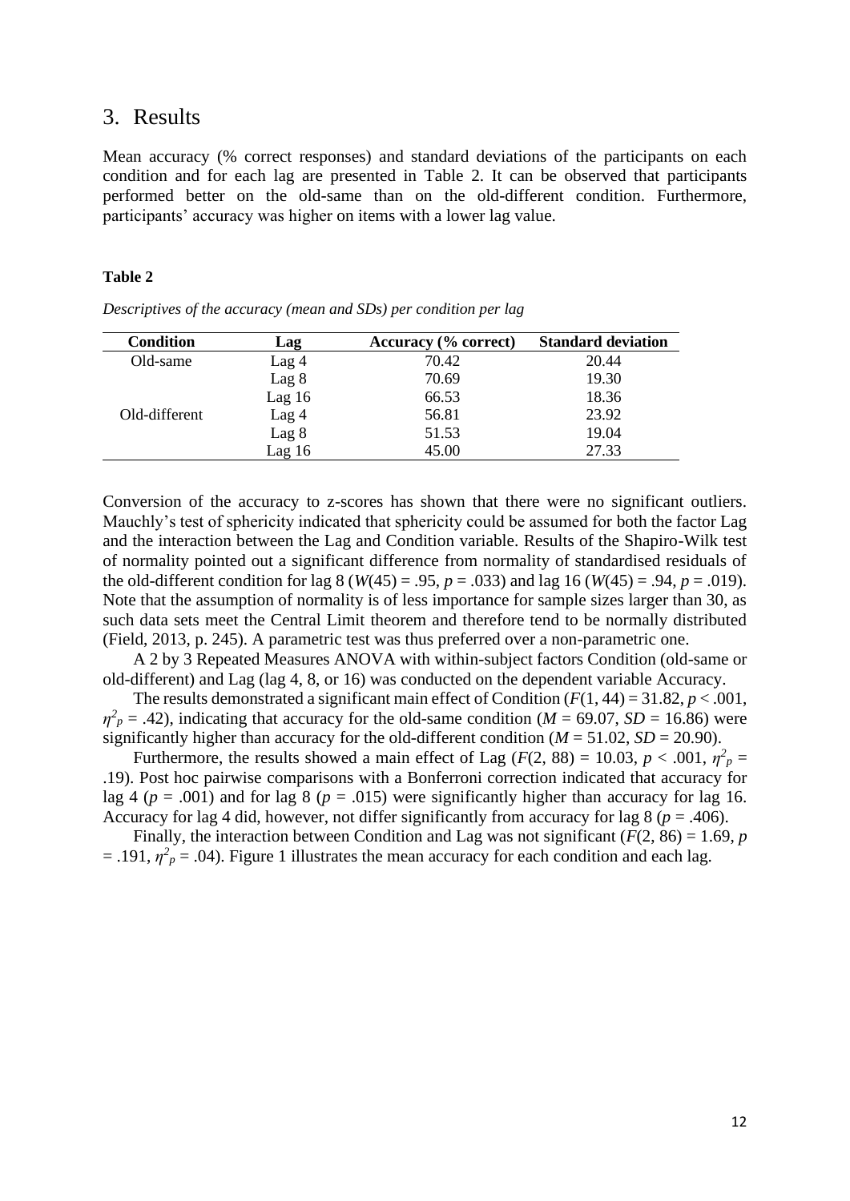## 3. Results

Mean accuracy (% correct responses) and standard deviations of the participants on each condition and for each lag are presented in Table 2. It can be observed that participants performed better on the old-same than on the old-different condition. Furthermore, participants' accuracy was higher on items with a lower lag value.

**Table 2**

*Descriptives of the accuracy (mean and SDs) per condition per lag*

| Condition | Lag | Accuracy (% correct) | Standard deviation |
|---|---|---|---|
| Old-same | Lag 4 | 70.42 | 20.44 |
| | Lag 8 | 70.69 | 19.30 |
| | Lag 16 | 66.53 | 18.36 |
| Old-different | Lag 4 | 56.81 | 23.92 |
| | Lag 8 | 51.53 | 19.04 |
| | Lag 16 | 45.00 | 27.33 |

Conversion of the accuracy to z-scores has shown that there were no significant outliers. Mauchly's test of sphericity indicated that sphericity could be assumed for both the factor Lag and the interaction between the Lag and Condition variable. Results of the Shapiro-Wilk test of normality pointed out a significant difference from normality of standardised residuals of the old-different condition for lag 8 ($W(45) = .95$, $p = .033$) and lag 16 ($W(45) = .94$, $p = .019$). Note that the assumption of normality is of less importance for sample sizes larger than 30, as such data sets meet the Central Limit theorem and therefore tend to be normally distributed (Field, 2013, p. 245). A parametric test was thus preferred over a non-parametric one.

A 2 by 3 Repeated Measures ANOVA with within-subject factors Condition (old-same or old-different) and Lag (lag 4, 8, or 16) was conducted on the dependent variable Accuracy.

The results demonstrated a significant main effect of Condition ($F(1, 44) = 31.82$, $p < .001$, $\eta^2_p = .42$), indicating that accuracy for the old-same condition ($M = 69.07$, $SD = 16.86$) were significantly higher than accuracy for the old-different condition ($M = 51.02$, $SD = 20.90$).

Furthermore, the results showed a main effect of Lag ($F(2, 88) = 10.03$, $p < .001$, $\eta^2_p = .19$). Post hoc pairwise comparisons with a Bonferroni correction indicated that accuracy for lag 4 ($p = .001$) and for lag 8 ($p = .015$) were significantly higher than accuracy for lag 16. Accuracy for lag 4 did, however, not differ significantly from accuracy for lag 8 ($p = .406$).

Finally, the interaction between Condition and Lag was not significant ($F(2, 86) = 1.69$, $p = .191$, $\eta^2_p = .04$). Figure 1 illustrates the mean accuracy for each condition and each lag.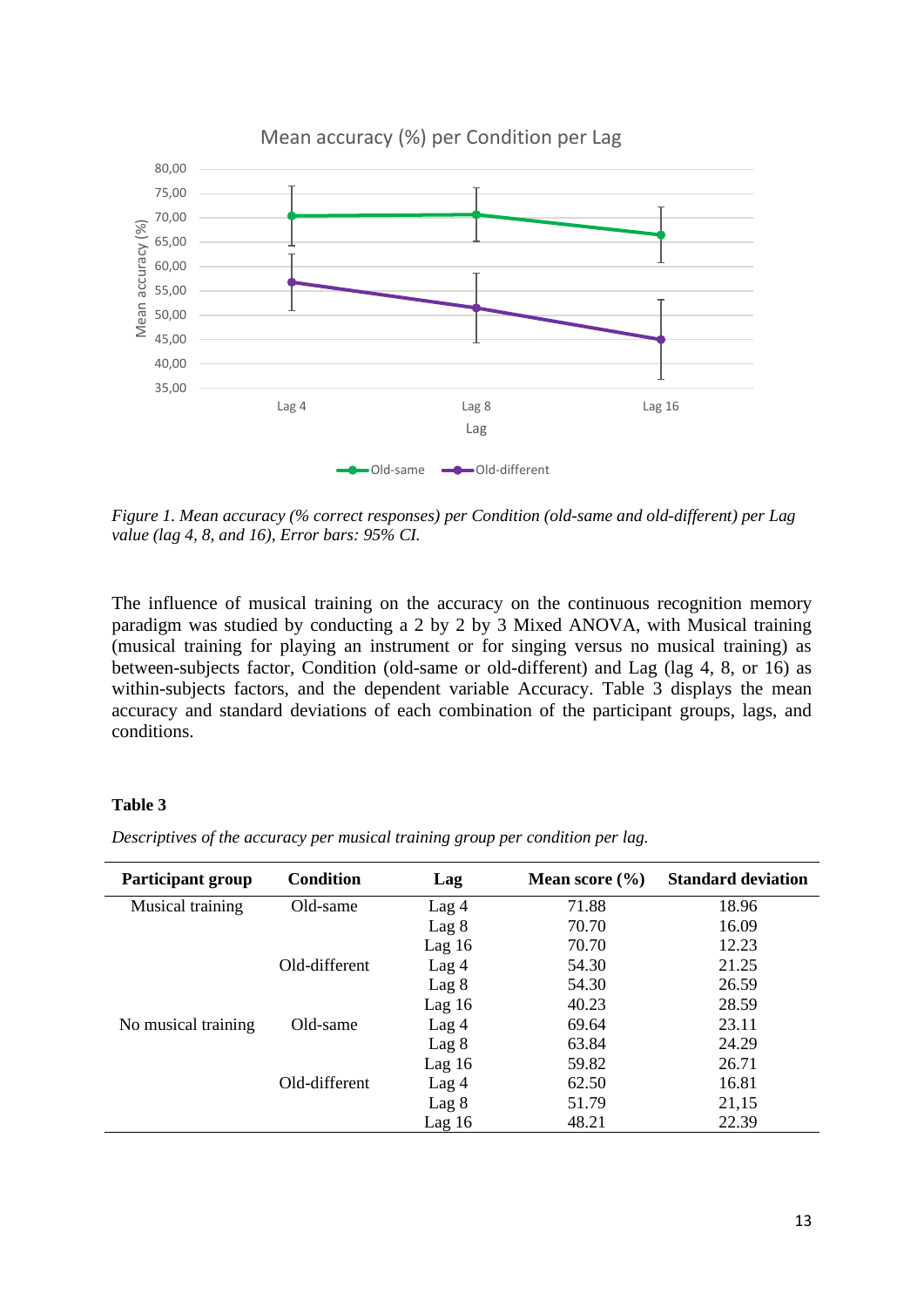*Figure 1. Mean accuracy (% correct responses) per Condition (old-same and old-different) per Lag value (lag 4, 8, and 16), Error bars: 95% CI.*

The influence of musical training on the accuracy on the continuous recognition memory paradigm was studied by conducting a 2 by 2 by 3 Mixed ANOVA, with Musical training (musical training for playing an instrument or for singing versus no musical training) as between-subjects factor, Condition (old-same or old-different) and Lag (lag 4, 8, or 16) as within-subjects factors, and the dependent variable Accuracy. Table 3 displays the mean accuracy and standard deviations of each combination of the participant groups, lags, and conditions.

**Table 3**

*Descriptives of the accuracy per musical training group per condition per lag.*

| Participant group | Condition | Lag | Mean score (%) | Standard deviation |
|---|---|---|---|---|
| Musical training | Old-same | Lag 4 | 71.88 | 18.96 |
| | | Lag 8 | 70.70 | 16.09 |
| | | Lag 16 | 70.70 | 12.23 |
| | Old-different | Lag 4 | 54.30 | 21.25 |
| | | Lag 8 | 54.30 | 26.59 |
| | | Lag 16 | 40.23 | 28.59 |
| No musical training | Old-same | Lag 4 | 69.64 | 23.11 |
| | | Lag 8 | 63.84 | 24.29 |
| | | Lag 16 | 59.82 | 26.71 |
| | Old-different | Lag 4 | 62.50 | 16.81 |
| | | Lag 8 | 51.79 | 21,15 |
| | | Lag 16 | 48.21 | 22.39 |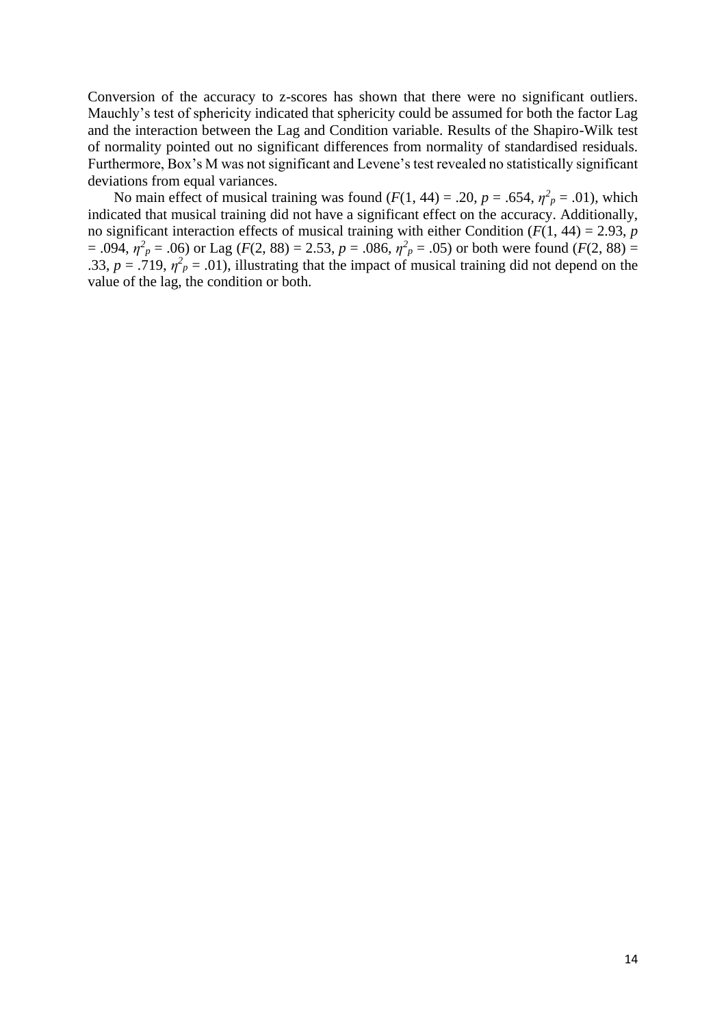Conversion of the accuracy to z-scores has shown that there were no significant outliers. Mauchly's test of sphericity indicated that sphericity could be assumed for both the factor Lag and the interaction between the Lag and Condition variable. Results of the Shapiro-Wilk test of normality pointed out no significant differences from normality of standardised residuals. Furthermore, Box's M was not significant and Levene's test revealed no statistically significant deviations from equal variances.

No main effect of musical training was found ($F(1, 44) = .20$, $p = .654$, $\eta^2_p = .01$), which indicated that musical training did not have a significant effect on the accuracy. Additionally, no significant interaction effects of musical training with either Condition ($F(1, 44) = 2.93$, $p = .094$, $\eta^2_p = .06$) or Lag ($F(2, 88) = 2.53$, $p = .086$, $\eta^2_p = .05$) or both were found ($F(2, 88) = .33$, $p = .719$, $\eta^2_p = .01$), illustrating that the impact of musical training did not depend on the value of the lag, the condition or both.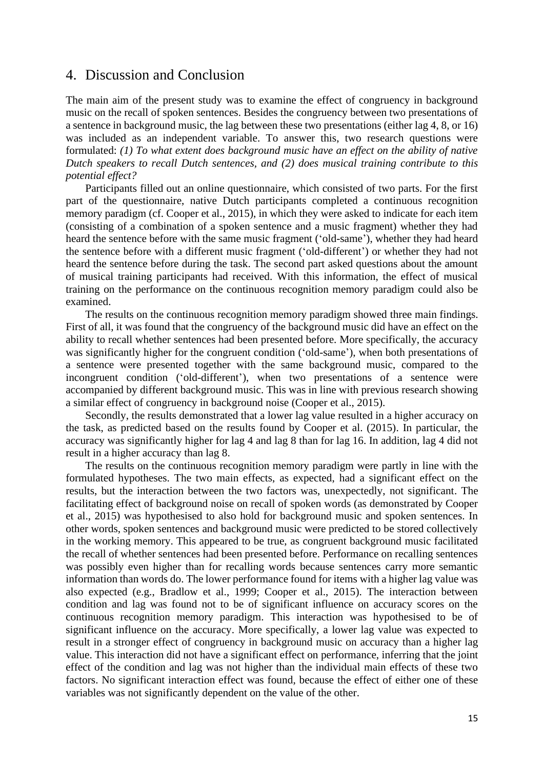## 4. Discussion and Conclusion

The main aim of the present study was to examine the effect of congruency in background music on the recall of spoken sentences. Besides the congruency between two presentations of a sentence in background music, the lag between these two presentations (either lag 4, 8, or 16) was included as an independent variable. To answer this, two research questions were formulated: *(1) To what extent does background music have an effect on the ability of native Dutch speakers to recall Dutch sentences, and (2) does musical training contribute to this potential effect?*

Participants filled out an online questionnaire, which consisted of two parts. For the first part of the questionnaire, native Dutch participants completed a continuous recognition memory paradigm (cf. Cooper et al., 2015), in which they were asked to indicate for each item (consisting of a combination of a spoken sentence and a music fragment) whether they had heard the sentence before with the same music fragment ('old-same'), whether they had heard the sentence before with a different music fragment ('old-different') or whether they had not heard the sentence before during the task. The second part asked questions about the amount of musical training participants had received. With this information, the effect of musical training on the performance on the continuous recognition memory paradigm could also be examined.

The results on the continuous recognition memory paradigm showed three main findings. First of all, it was found that the congruency of the background music did have an effect on the ability to recall whether sentences had been presented before. More specifically, the accuracy was significantly higher for the congruent condition ('old-same'), when both presentations of a sentence were presented together with the same background music, compared to the incongruent condition ('old-different'), when two presentations of a sentence were accompanied by different background music. This was in line with previous research showing a similar effect of congruency in background noise (Cooper et al., 2015).

Secondly, the results demonstrated that a lower lag value resulted in a higher accuracy on the task, as predicted based on the results found by Cooper et al. (2015). In particular, the accuracy was significantly higher for lag 4 and lag 8 than for lag 16. In addition, lag 4 did not result in a higher accuracy than lag 8.

The results on the continuous recognition memory paradigm were partly in line with the formulated hypotheses. The two main effects, as expected, had a significant effect on the results, but the interaction between the two factors was, unexpectedly, not significant. The facilitating effect of background noise on recall of spoken words (as demonstrated by Cooper et al., 2015) was hypothesised to also hold for background music and spoken sentences. In other words, spoken sentences and background music were predicted to be stored collectively in the working memory. This appeared to be true, as congruent background music facilitated the recall of whether sentences had been presented before. Performance on recalling sentences was possibly even higher than for recalling words because sentences carry more semantic information than words do. The lower performance found for items with a higher lag value was also expected (e.g., Bradlow et al., 1999; Cooper et al., 2015). The interaction between condition and lag was found not to be of significant influence on accuracy scores on the continuous recognition memory paradigm. This interaction was hypothesised to be of significant influence on the accuracy. More specifically, a lower lag value was expected to result in a stronger effect of congruency in background music on accuracy than a higher lag value. This interaction did not have a significant effect on performance, inferring that the joint effect of the condition and lag was not higher than the individual main effects of these two factors. No significant interaction effect was found, because the effect of either one of these variables was not significantly dependent on the value of the other.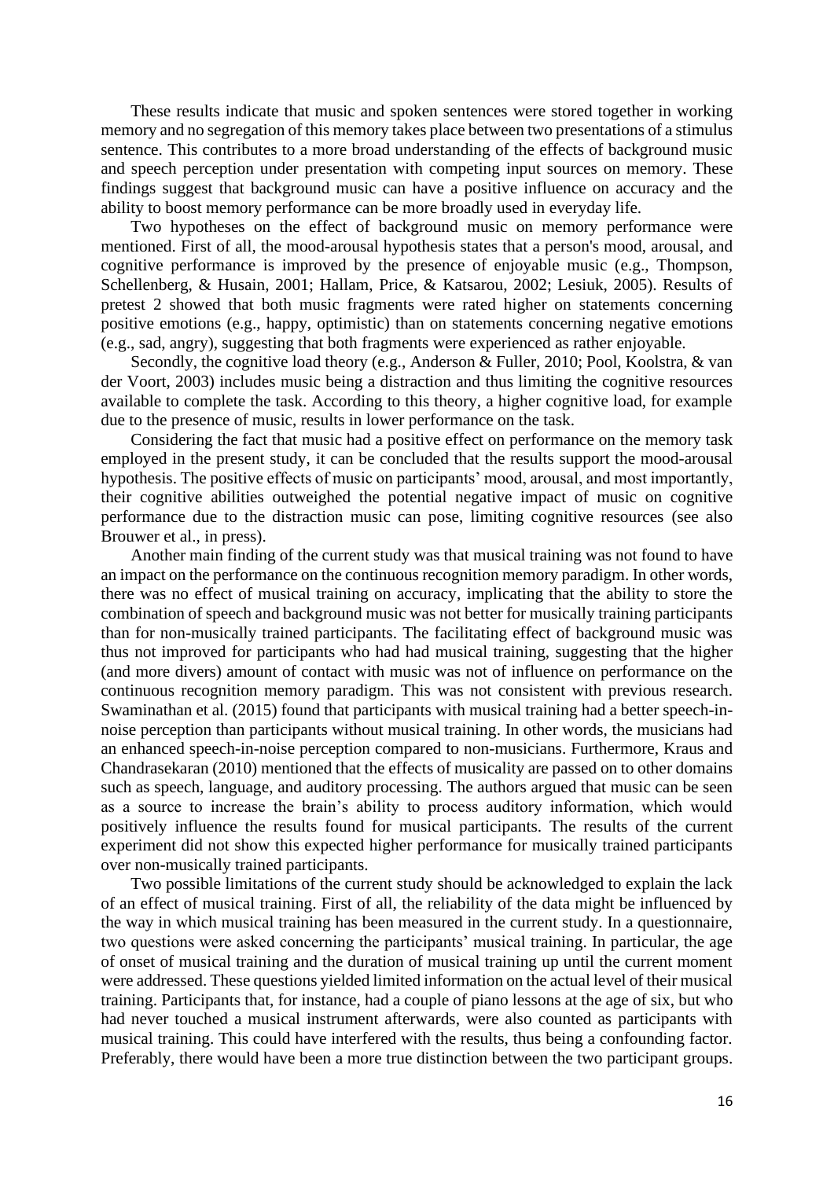These results indicate that music and spoken sentences were stored together in working memory and no segregation of this memory takes place between two presentations of a stimulus sentence. This contributes to a more broad understanding of the effects of background music and speech perception under presentation with competing input sources on memory. These findings suggest that background music can have a positive influence on accuracy and the ability to boost memory performance can be more broadly used in everyday life.

Two hypotheses on the effect of background music on memory performance were mentioned. First of all, the mood-arousal hypothesis states that a person's mood, arousal, and cognitive performance is improved by the presence of enjoyable music (e.g., Thompson, Schellenberg, & Husain, 2001; Hallam, Price, & Katsarou, 2002; Lesiuk, 2005). Results of pretest 2 showed that both music fragments were rated higher on statements concerning positive emotions (e.g., happy, optimistic) than on statements concerning negative emotions (e.g., sad, angry), suggesting that both fragments were experienced as rather enjoyable.

Secondly, the cognitive load theory (e.g., Anderson & Fuller, 2010; Pool, Koolstra, & van der Voort, 2003) includes music being a distraction and thus limiting the cognitive resources available to complete the task. According to this theory, a higher cognitive load, for example due to the presence of music, results in lower performance on the task.

Considering the fact that music had a positive effect on performance on the memory task employed in the present study, it can be concluded that the results support the mood-arousal hypothesis. The positive effects of music on participants' mood, arousal, and most importantly, their cognitive abilities outweighed the potential negative impact of music on cognitive performance due to the distraction music can pose, limiting cognitive resources (see also Brouwer et al., in press).

Another main finding of the current study was that musical training was not found to have an impact on the performance on the continuous recognition memory paradigm. In other words, there was no effect of musical training on accuracy, implicating that the ability to store the combination of speech and background music was not better for musically training participants than for non-musically trained participants. The facilitating effect of background music was thus not improved for participants who had had musical training, suggesting that the higher (and more divers) amount of contact with music was not of influence on performance on the continuous recognition memory paradigm. This was not consistent with previous research. Swaminathan et al. (2015) found that participants with musical training had a better speech-in-noise perception than participants without musical training. In other words, the musicians had an enhanced speech-in-noise perception compared to non-musicians. Furthermore, Kraus and Chandrasekaran (2010) mentioned that the effects of musicality are passed on to other domains such as speech, language, and auditory processing. The authors argued that music can be seen as a source to increase the brain's ability to process auditory information, which would positively influence the results found for musical participants. The results of the current experiment did not show this expected higher performance for musically trained participants over non-musically trained participants.

Two possible limitations of the current study should be acknowledged to explain the lack of an effect of musical training. First of all, the reliability of the data might be influenced by the way in which musical training has been measured in the current study. In a questionnaire, two questions were asked concerning the participants' musical training. In particular, the age of onset of musical training and the duration of musical training up until the current moment were addressed. These questions yielded limited information on the actual level of their musical training. Participants that, for instance, had a couple of piano lessons at the age of six, but who had never touched a musical instrument afterwards, were also counted as participants with musical training. This could have interfered with the results, thus being a confounding factor. Preferably, there would have been a more true distinction between the two participant groups.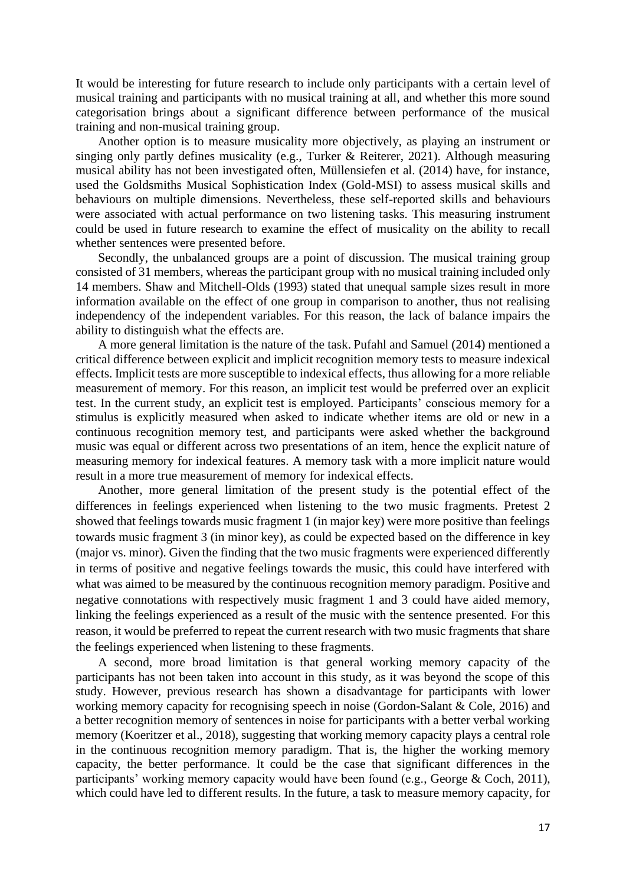It would be interesting for future research to include only participants with a certain level of musical training and participants with no musical training at all, and whether this more sound categorisation brings about a significant difference between performance of the musical training and non-musical training group.

Another option is to measure musicality more objectively, as playing an instrument or singing only partly defines musicality (e.g., Turker & Reiterer, 2021). Although measuring musical ability has not been investigated often, Müllensiefen et al. (2014) have, for instance, used the Goldsmiths Musical Sophistication Index (Gold-MSI) to assess musical skills and behaviours on multiple dimensions. Nevertheless, these self-reported skills and behaviours were associated with actual performance on two listening tasks. This measuring instrument could be used in future research to examine the effect of musicality on the ability to recall whether sentences were presented before.

Secondly, the unbalanced groups are a point of discussion. The musical training group consisted of 31 members, whereas the participant group with no musical training included only 14 members. Shaw and Mitchell-Olds (1993) stated that unequal sample sizes result in more information available on the effect of one group in comparison to another, thus not realising independency of the independent variables. For this reason, the lack of balance impairs the ability to distinguish what the effects are.

A more general limitation is the nature of the task. Pufahl and Samuel (2014) mentioned a critical difference between explicit and implicit recognition memory tests to measure indexical effects. Implicit tests are more susceptible to indexical effects, thus allowing for a more reliable measurement of memory. For this reason, an implicit test would be preferred over an explicit test. In the current study, an explicit test is employed. Participants' conscious memory for a stimulus is explicitly measured when asked to indicate whether items are old or new in a continuous recognition memory test, and participants were asked whether the background music was equal or different across two presentations of an item, hence the explicit nature of measuring memory for indexical features. A memory task with a more implicit nature would result in a more true measurement of memory for indexical effects.

Another, more general limitation of the present study is the potential effect of the differences in feelings experienced when listening to the two music fragments. Pretest 2 showed that feelings towards music fragment 1 (in major key) were more positive than feelings towards music fragment 3 (in minor key), as could be expected based on the difference in key (major vs. minor). Given the finding that the two music fragments were experienced differently in terms of positive and negative feelings towards the music, this could have interfered with what was aimed to be measured by the continuous recognition memory paradigm. Positive and negative connotations with respectively music fragment 1 and 3 could have aided memory, linking the feelings experienced as a result of the music with the sentence presented. For this reason, it would be preferred to repeat the current research with two music fragments that share the feelings experienced when listening to these fragments.

A second, more broad limitation is that general working memory capacity of the participants has not been taken into account in this study, as it was beyond the scope of this study. However, previous research has shown a disadvantage for participants with lower working memory capacity for recognising speech in noise (Gordon-Salant & Cole, 2016) and a better recognition memory of sentences in noise for participants with a better verbal working memory (Koeritzer et al., 2018), suggesting that working memory capacity plays a central role in the continuous recognition memory paradigm. That is, the higher the working memory capacity, the better performance. It could be the case that significant differences in the participants' working memory capacity would have been found (e.g., George & Coch, 2011), which could have led to different results. In the future, a task to measure memory capacity, for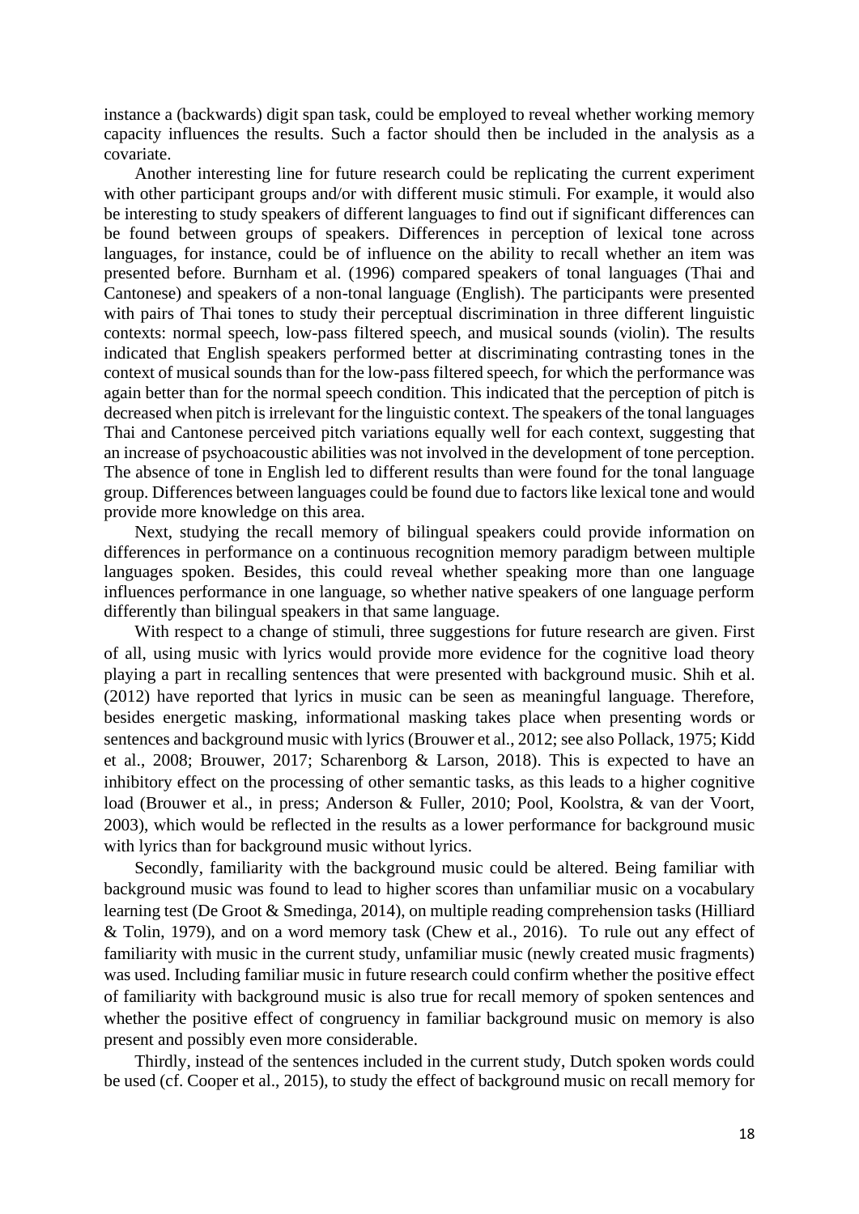instance a (backwards) digit span task, could be employed to reveal whether working memory capacity influences the results. Such a factor should then be included in the analysis as a covariate.

Another interesting line for future research could be replicating the current experiment with other participant groups and/or with different music stimuli. For example, it would also be interesting to study speakers of different languages to find out if significant differences can be found between groups of speakers. Differences in perception of lexical tone across languages, for instance, could be of influence on the ability to recall whether an item was presented before. Burnham et al. (1996) compared speakers of tonal languages (Thai and Cantonese) and speakers of a non-tonal language (English). The participants were presented with pairs of Thai tones to study their perceptual discrimination in three different linguistic contexts: normal speech, low-pass filtered speech, and musical sounds (violin). The results indicated that English speakers performed better at discriminating contrasting tones in the context of musical sounds than for the low-pass filtered speech, for which the performance was again better than for the normal speech condition. This indicated that the perception of pitch is decreased when pitch is irrelevant for the linguistic context. The speakers of the tonal languages Thai and Cantonese perceived pitch variations equally well for each context, suggesting that an increase of psychoacoustic abilities was not involved in the development of tone perception. The absence of tone in English led to different results than were found for the tonal language group. Differences between languages could be found due to factors like lexical tone and would provide more knowledge on this area.

Next, studying the recall memory of bilingual speakers could provide information on differences in performance on a continuous recognition memory paradigm between multiple languages spoken. Besides, this could reveal whether speaking more than one language influences performance in one language, so whether native speakers of one language perform differently than bilingual speakers in that same language.

With respect to a change of stimuli, three suggestions for future research are given. First of all, using music with lyrics would provide more evidence for the cognitive load theory playing a part in recalling sentences that were presented with background music. Shih et al. (2012) have reported that lyrics in music can be seen as meaningful language. Therefore, besides energetic masking, informational masking takes place when presenting words or sentences and background music with lyrics (Brouwer et al., 2012; see also Pollack, 1975; Kidd et al., 2008; Brouwer, 2017; Scharenborg & Larson, 2018). This is expected to have an inhibitory effect on the processing of other semantic tasks, as this leads to a higher cognitive load (Brouwer et al., in press; Anderson & Fuller, 2010; Pool, Koolstra, & van der Voort, 2003), which would be reflected in the results as a lower performance for background music with lyrics than for background music without lyrics.

Secondly, familiarity with the background music could be altered. Being familiar with background music was found to lead to higher scores than unfamiliar music on a vocabulary learning test (De Groot & Smedinga, 2014), on multiple reading comprehension tasks (Hilliard & Tolin, 1979), and on a word memory task (Chew et al., 2016). To rule out any effect of familiarity with music in the current study, unfamiliar music (newly created music fragments) was used. Including familiar music in future research could confirm whether the positive effect of familiarity with background music is also true for recall memory of spoken sentences and whether the positive effect of congruency in familiar background music on memory is also present and possibly even more considerable.

Thirdly, instead of the sentences included in the current study, Dutch spoken words could be used (cf. Cooper et al., 2015), to study the effect of background music on recall memory for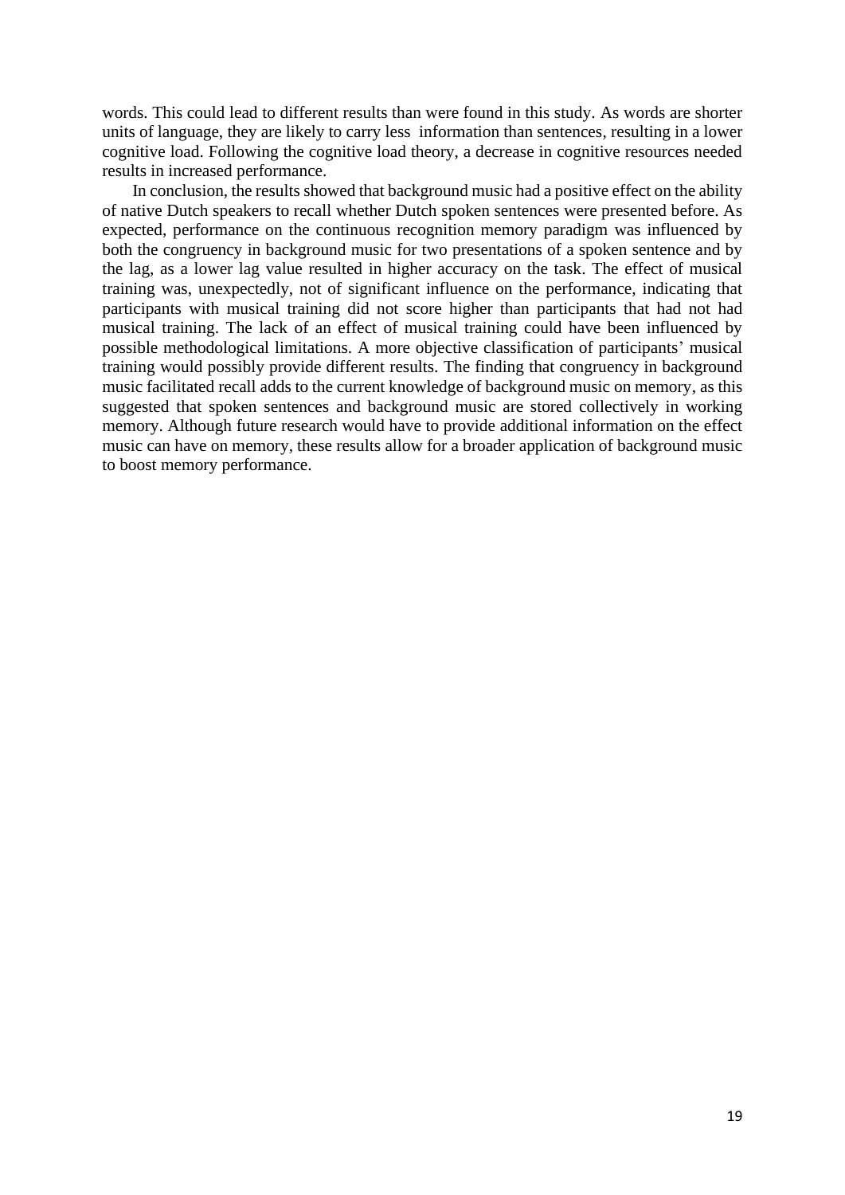words. This could lead to different results than were found in this study. As words are shorter units of language, they are likely to carry less information than sentences, resulting in a lower cognitive load. Following the cognitive load theory, a decrease in cognitive resources needed results in increased performance.

In conclusion, the results showed that background music had a positive effect on the ability of native Dutch speakers to recall whether Dutch spoken sentences were presented before. As expected, performance on the continuous recognition memory paradigm was influenced by both the congruency in background music for two presentations of a spoken sentence and by the lag, as a lower lag value resulted in higher accuracy on the task. The effect of musical training was, unexpectedly, not of significant influence on the performance, indicating that participants with musical training did not score higher than participants that had not had musical training. The lack of an effect of musical training could have been influenced by possible methodological limitations. A more objective classification of participants' musical training would possibly provide different results. The finding that congruency in background music facilitated recall adds to the current knowledge of background music on memory, as this suggested that spoken sentences and background music are stored collectively in working memory. Although future research would have to provide additional information on the effect music can have on memory, these results allow for a broader application of background music to boost memory performance.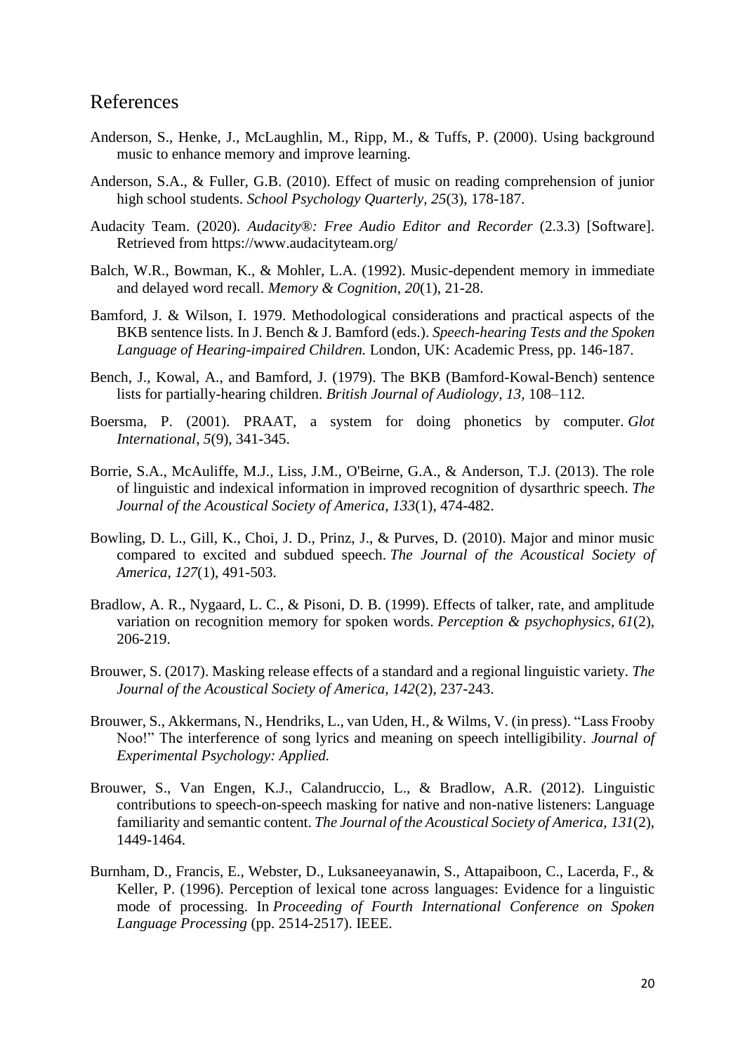# References

Anderson, S., Henke, J., McLaughlin, M., Ripp, M., & Tuffs, P. (2000). Using background music to enhance memory and improve learning.

Anderson, S.A., & Fuller, G.B. (2010). Effect of music on reading comprehension of junior high school students. *School Psychology Quarterly, 25*(3), 178-187.

Audacity Team. (2020). *Audacity®: Free Audio Editor and Recorder* (2.3.3) [Software]. Retrieved from https://www.audacityteam.org/

Balch, W.R., Bowman, K., & Mohler, L.A. (1992). Music-dependent memory in immediate and delayed word recall. *Memory & Cognition, 20*(1), 21-28.

Bamford, J. & Wilson, I. 1979. Methodological considerations and practical aspects of the BKB sentence lists. In J. Bench & J. Bamford (eds.). *Speech-hearing Tests and the Spoken Language of Hearing-impaired Children.* London, UK: Academic Press, pp. 146-187.

Bench, J., Kowal, A., and Bamford, J. (1979). The BKB (Bamford-Kowal-Bench) sentence lists for partially-hearing children. *British Journal of Audiology, 13,* 108–112.

Boersma, P. (2001). PRAAT, a system for doing phonetics by computer. *Glot International*, *5*(9), 341-345.

Borrie, S.A., McAuliffe, M.J., Liss, J.M., O'Beirne, G.A., & Anderson, T.J. (2013). The role of linguistic and indexical information in improved recognition of dysarthric speech. *The Journal of the Acoustical Society of America, 133*(1), 474-482.

Bowling, D. L., Gill, K., Choi, J. D., Prinz, J., & Purves, D. (2010). Major and minor music compared to excited and subdued speech. *The Journal of the Acoustical Society of America*, *127*(1), 491-503.

Bradlow, A. R., Nygaard, L. C., & Pisoni, D. B. (1999). Effects of talker, rate, and amplitude variation on recognition memory for spoken words. *Perception & psychophysics*, *61*(2), 206-219.

Brouwer, S. (2017). Masking release effects of a standard and a regional linguistic variety. *The Journal of the Acoustical Society of America, 142*(2), 237-243.

Brouwer, S., Akkermans, N., Hendriks, L., van Uden, H., & Wilms, V. (in press). "Lass Frooby Noo!" The interference of song lyrics and meaning on speech intelligibility. *Journal of Experimental Psychology: Applied.*

Brouwer, S., Van Engen, K.J., Calandruccio, L., & Bradlow, A.R. (2012). Linguistic contributions to speech-on-speech masking for native and non-native listeners: Language familiarity and semantic content. *The Journal of the Acoustical Society of America*, *131*(2), 1449-1464.

Burnham, D., Francis, E., Webster, D., Luksaneeyanawin, S., Attapaiboon, C., Lacerda, F., & Keller, P. (1996). Perception of lexical tone across languages: Evidence for a linguistic mode of processing. In *Proceeding of Fourth International Conference on Spoken Language Processing* (pp. 2514-2517). IEEE.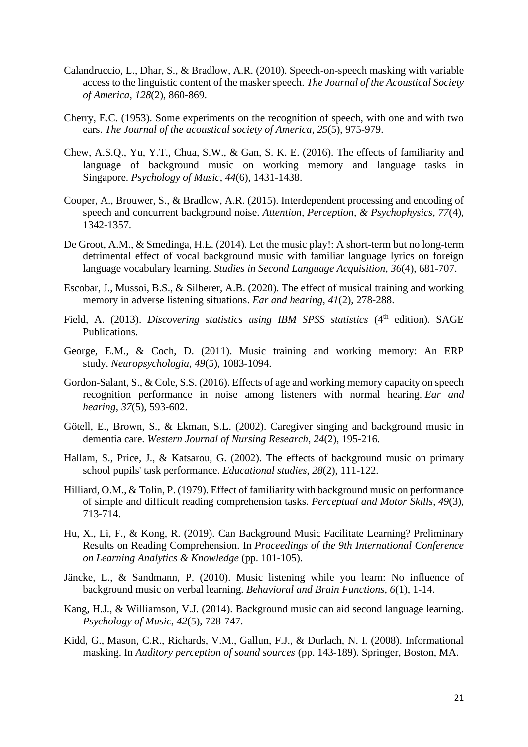Calandruccio, L., Dhar, S., & Bradlow, A.R. (2010). Speech-on-speech masking with variable access to the linguistic content of the masker speech. *The Journal of the Acoustical Society of America*, *128*(2), 860-869.

Cherry, E.C. (1953). Some experiments on the recognition of speech, with one and with two ears. *The Journal of the acoustical society of America*, *25*(5), 975-979.

Chew, A.S.Q., Yu, Y.T., Chua, S.W., & Gan, S. K. E. (2016). The effects of familiarity and language of background music on working memory and language tasks in Singapore. *Psychology of Music*, *44*(6), 1431-1438.

Cooper, A., Brouwer, S., & Bradlow, A.R. (2015). Interdependent processing and encoding of speech and concurrent background noise. *Attention, Perception, & Psychophysics*, *77*(4), 1342-1357.

De Groot, A.M., & Smedinga, H.E. (2014). Let the music play!: A short-term but no long-term detrimental effect of vocal background music with familiar language lyrics on foreign language vocabulary learning. *Studies in Second Language Acquisition*, *36*(4), 681-707.

Escobar, J., Mussoi, B.S., & Silberer, A.B. (2020). The effect of musical training and working memory in adverse listening situations. *Ear and hearing*, *41*(2), 278-288.

Field, A. (2013). *Discovering statistics using IBM SPSS statistics* (4th edition). SAGE Publications.

George, E.M., & Coch, D. (2011). Music training and working memory: An ERP study. *Neuropsychologia*, *49*(5), 1083-1094.

Gordon-Salant, S., & Cole, S.S. (2016). Effects of age and working memory capacity on speech recognition performance in noise among listeners with normal hearing. *Ear and hearing*, *37*(5), 593-602.

Götell, E., Brown, S., & Ekman, S.L. (2002). Caregiver singing and background music in dementia care. *Western Journal of Nursing Research*, *24*(2), 195-216.

Hallam, S., Price, J., & Katsarou, G. (2002). The effects of background music on primary school pupils' task performance. *Educational studies*, *28*(2), 111-122.

Hilliard, O.M., & Tolin, P. (1979). Effect of familiarity with background music on performance of simple and difficult reading comprehension tasks. *Perceptual and Motor Skills*, *49*(3), 713-714.

Hu, X., Li, F., & Kong, R. (2019). Can Background Music Facilitate Learning? Preliminary Results on Reading Comprehension. In *Proceedings of the 9th International Conference on Learning Analytics & Knowledge* (pp. 101-105).

Jäncke, L., & Sandmann, P. (2010). Music listening while you learn: No influence of background music on verbal learning. *Behavioral and Brain Functions*, *6*(1), 1-14.

Kang, H.J., & Williamson, V.J. (2014). Background music can aid second language learning. *Psychology of Music*, *42*(5), 728-747.

Kidd, G., Mason, C.R., Richards, V.M., Gallun, F.J., & Durlach, N. I. (2008). Informational masking. In *Auditory perception of sound sources* (pp. 143-189). Springer, Boston, MA.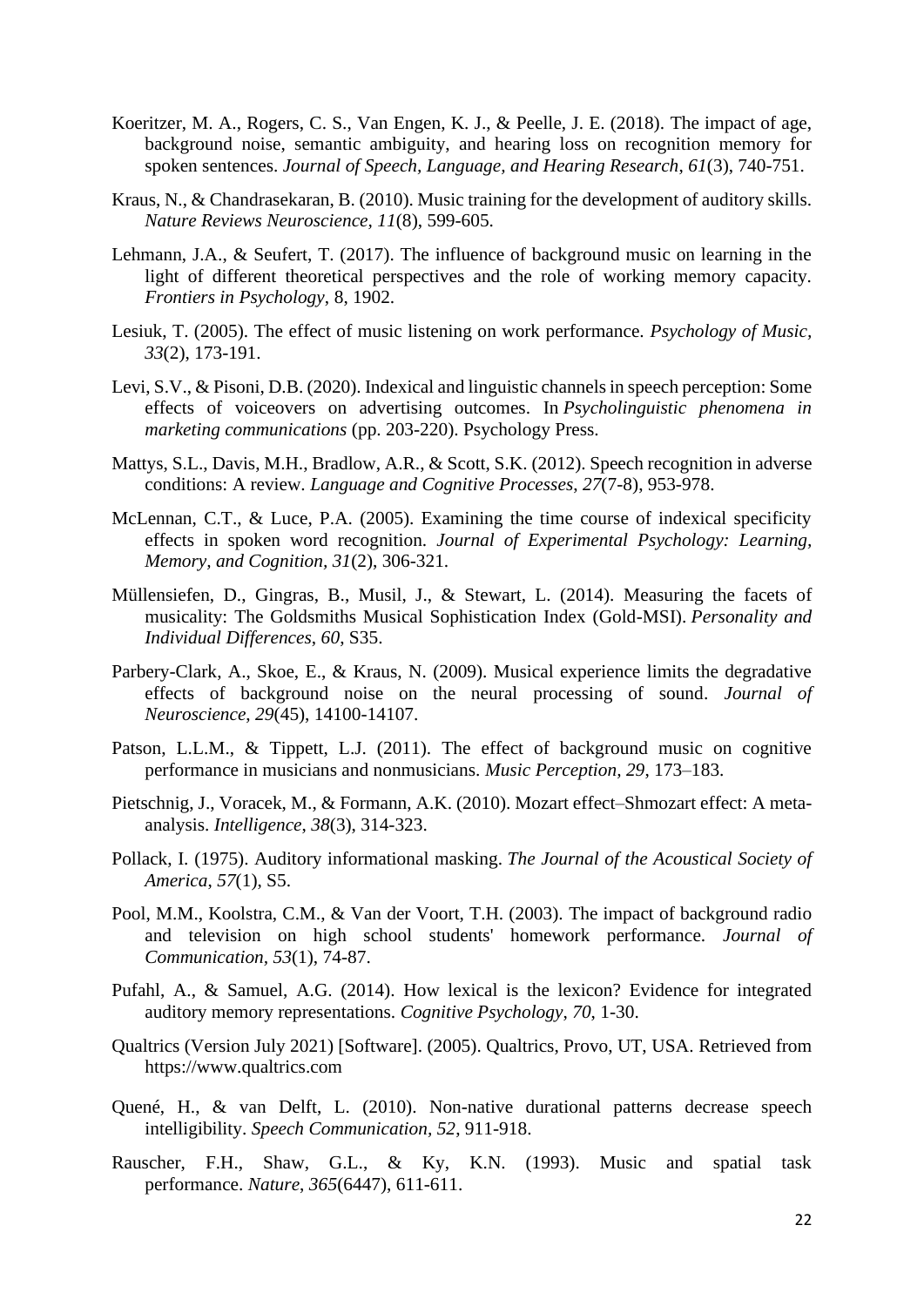Koeritzer, M. A., Rogers, C. S., Van Engen, K. J., & Peelle, J. E. (2018). The impact of age, background noise, semantic ambiguity, and hearing loss on recognition memory for spoken sentences. *Journal of Speech, Language, and Hearing Research*, *61*(3), 740-751.

Kraus, N., & Chandrasekaran, B. (2010). Music training for the development of auditory skills. *Nature Reviews Neuroscience, 11*(8), 599-605.

Lehmann, J.A., & Seufert, T. (2017). The influence of background music on learning in the light of different theoretical perspectives and the role of working memory capacity. *Frontiers in Psychology*, 8, 1902.

Lesiuk, T. (2005). The effect of music listening on work performance. *Psychology of Music, 33*(2), 173-191.

Levi, S.V., & Pisoni, D.B. (2020). Indexical and linguistic channels in speech perception: Some effects of voiceovers on advertising outcomes. In *Psycholinguistic phenomena in marketing communications* (pp. 203-220). Psychology Press.

Mattys, S.L., Davis, M.H., Bradlow, A.R., & Scott, S.K. (2012). Speech recognition in adverse conditions: A review. *Language and Cognitive Processes*, *27*(7-8), 953-978.

McLennan, C.T., & Luce, P.A. (2005). Examining the time course of indexical specificity effects in spoken word recognition. *Journal of Experimental Psychology: Learning, Memory, and Cognition*, *31*(2), 306-321.

Müllensiefen, D., Gingras, B., Musil, J., & Stewart, L. (2014). Measuring the facets of musicality: The Goldsmiths Musical Sophistication Index (Gold-MSI). *Personality and Individual Differences*, *60*, S35.

Parbery-Clark, A., Skoe, E., & Kraus, N. (2009). Musical experience limits the degradative effects of background noise on the neural processing of sound. *Journal of Neuroscience*, *29*(45), 14100-14107.

Patson, L.L.M., & Tippett, L.J. (2011). The effect of background music on cognitive performance in musicians and nonmusicians. *Music Perception, 29*, 173–183.

Pietschnig, J., Voracek, M., & Formann, A.K. (2010). Mozart effect–Shmozart effect: A meta-analysis. *Intelligence*, *38*(3), 314-323.

Pollack, I. (1975). Auditory informational masking. *The Journal of the Acoustical Society of America*, *57*(1), S5.

Pool, M.M., Koolstra, C.M., & Van der Voort, T.H. (2003). The impact of background radio and television on high school students' homework performance. *Journal of Communication*, *53*(1), 74-87.

Pufahl, A., & Samuel, A.G. (2014). How lexical is the lexicon? Evidence for integrated auditory memory representations. *Cognitive Psychology*, *70*, 1-30.

Qualtrics (Version July 2021) [Software]. (2005). Qualtrics, Provo, UT, USA. Retrieved from https://www.qualtrics.com

Quené, H., & van Delft, L. (2010). Non-native durational patterns decrease speech intelligibility. *Speech Communication, 52*, 911-918.

Rauscher, F.H., Shaw, G.L., & Ky, K.N. (1993). Music and spatial task performance. *Nature*, *365*(6447), 611-611.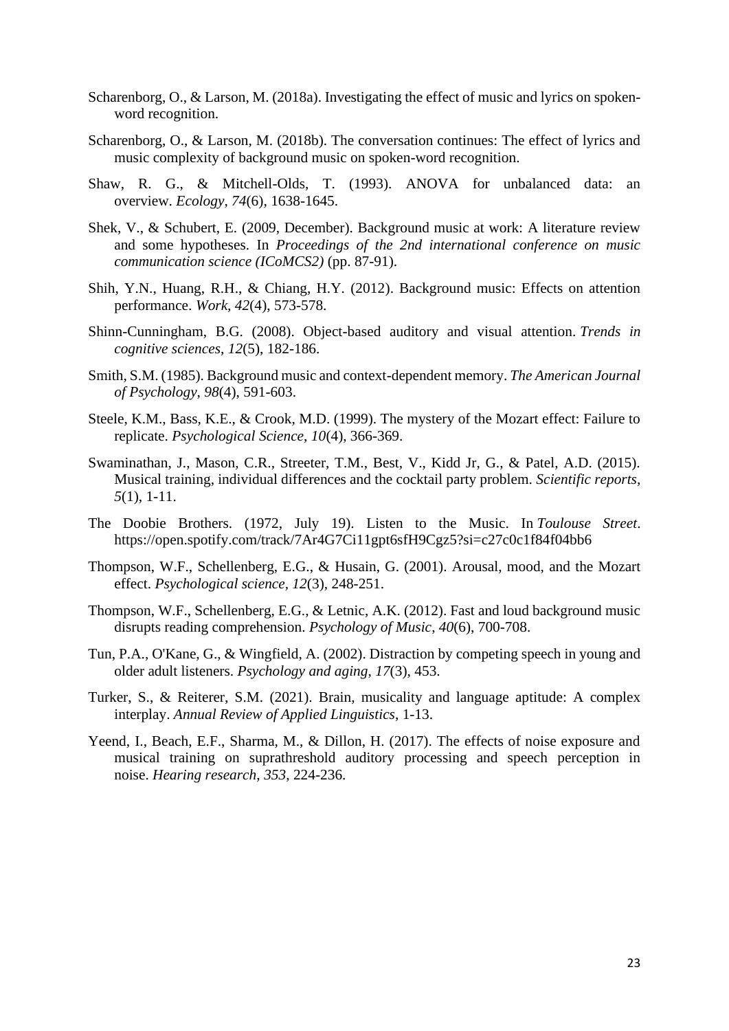Scharenborg, O., & Larson, M. (2018a). Investigating the effect of music and lyrics on spoken-word recognition.

Scharenborg, O., & Larson, M. (2018b). The conversation continues: The effect of lyrics and music complexity of background music on spoken-word recognition.

Shaw, R. G., & Mitchell-Olds, T. (1993). ANOVA for unbalanced data: an overview. *Ecology*, *74*(6), 1638-1645.

Shek, V., & Schubert, E. (2009, December). Background music at work: A literature review and some hypotheses. In *Proceedings of the 2nd international conference on music communication science (ICoMCS2)* (pp. 87-91).

Shih, Y.N., Huang, R.H., & Chiang, H.Y. (2012). Background music: Effects on attention performance. *Work*, *42*(4), 573-578.

Shinn-Cunningham, B.G. (2008). Object-based auditory and visual attention. *Trends in cognitive sciences*, *12*(5), 182-186.

Smith, S.M. (1985). Background music and context-dependent memory. *The American Journal of Psychology*, *98*(4), 591-603.

Steele, K.M., Bass, K.E., & Crook, M.D. (1999). The mystery of the Mozart effect: Failure to replicate. *Psychological Science*, *10*(4), 366-369.

Swaminathan, J., Mason, C.R., Streeter, T.M., Best, V., Kidd Jr, G., & Patel, A.D. (2015). Musical training, individual differences and the cocktail party problem. *Scientific reports*, *5*(1), 1-11.

The Doobie Brothers. (1972, July 19). Listen to the Music. In *Toulouse Street*. https://open.spotify.com/track/7Ar4G7Ci11gpt6sfH9Cgz5?si=c27c0c1f84f04bb6

Thompson, W.F., Schellenberg, E.G., & Husain, G. (2001). Arousal, mood, and the Mozart effect. *Psychological science*, *12*(3), 248-251.

Thompson, W.F., Schellenberg, E.G., & Letnic, A.K. (2012). Fast and loud background music disrupts reading comprehension. *Psychology of Music*, *40*(6), 700-708.

Tun, P.A., O'Kane, G., & Wingfield, A. (2002). Distraction by competing speech in young and older adult listeners. *Psychology and aging*, *17*(3), 453.

Turker, S., & Reiterer, S.M. (2021). Brain, musicality and language aptitude: A complex interplay. *Annual Review of Applied Linguistics*, 1-13.

Yeend, I., Beach, E.F., Sharma, M., & Dillon, H. (2017). The effects of noise exposure and musical training on suprathreshold auditory processing and speech perception in noise. *Hearing research*, *353*, 224-236.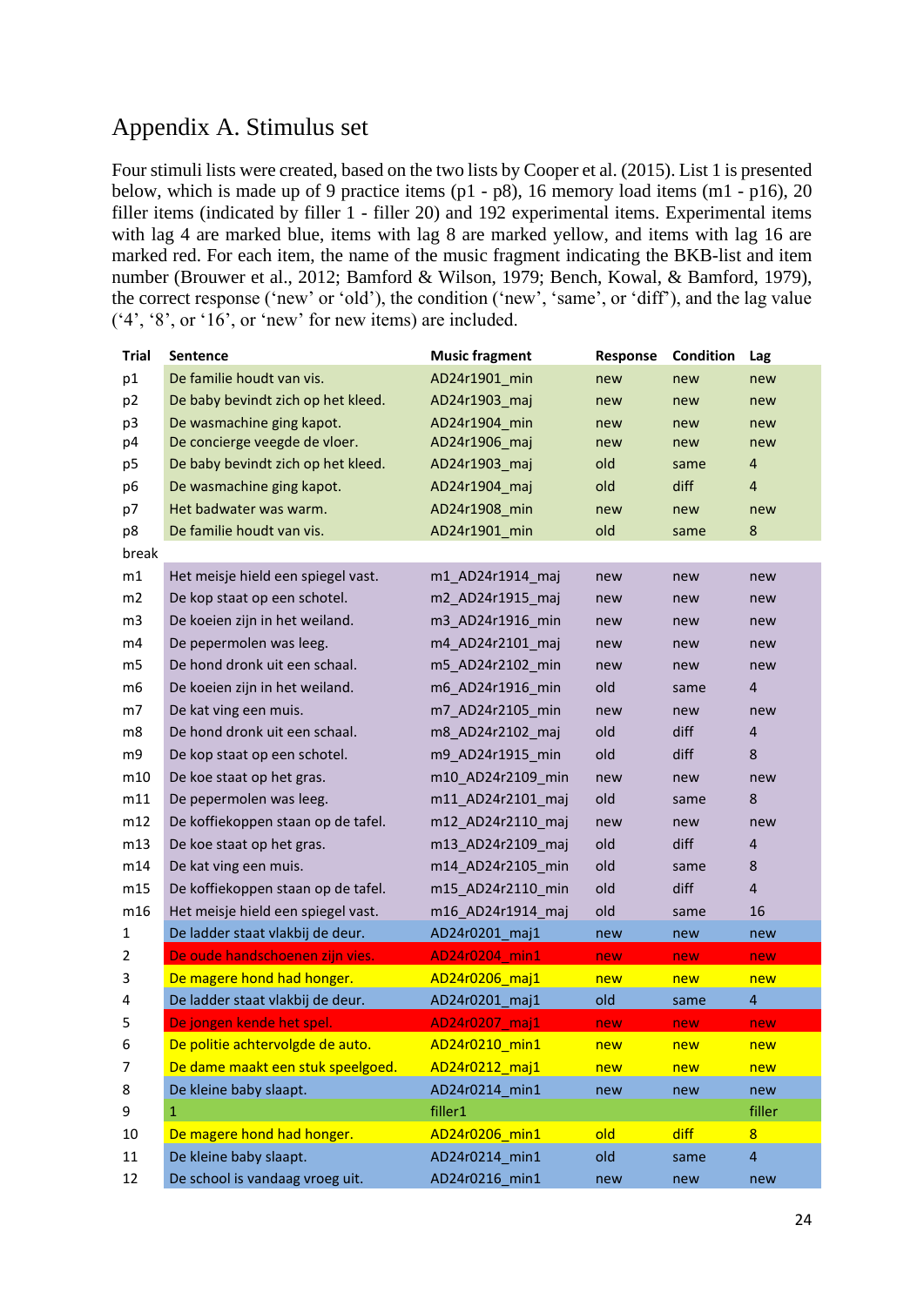## Appendix A. Stimulus set

Four stimuli lists were created, based on the two lists by Cooper et al. (2015). List 1 is presented below, which is made up of 9 practice items (p1 - p8), 16 memory load items (m1 - p16), 20 filler items (indicated by filler 1 - filler 20) and 192 experimental items. Experimental items with lag 4 are marked blue, items with lag 8 are marked yellow, and items with lag 16 are marked red. For each item, the name of the music fragment indicating the BKB-list and item number (Brouwer et al., 2012; Bamford & Wilson, 1979; Bench, Kowal, & Bamford, 1979), the correct response ('new' or 'old'), the condition ('new', 'same', or 'diff'), and the lag value ('4', '8', or '16', or 'new' for new items) are included.

| Trial | Sentence | Music fragment | Response | Condition | Lag |
|---|---|---|---|---|---|
| p1 | De familie houdt van vis. | AD24r1901_min | new | new | new |
| p2 | De baby bevindt zich op het kleed. | AD24r1903_maj | new | new | new |
| p3 | De wasmachine ging kapot. | AD24r1904_min | new | new | new |
| p4 | De concierge veegde de vloer. | AD24r1906_maj | new | new | new |
| p5 | De baby bevindt zich op het kleed. | AD24r1903_maj | old | same | 4 |
| p6 | De wasmachine ging kapot. | AD24r1904_maj | old | diff | 4 |
| p7 | Het badwater was warm. | AD24r1908_min | new | new | new |
| p8 | De familie houdt van vis. | AD24r1901_min | old | same | 8 |
| break | | | | | |
| m1 | Het meisje hield een spiegel vast. | m1_AD24r1914_maj | new | new | new |
| m2 | De kop staat op een schotel. | m2_AD24r1915_maj | new | new | new |
| m3 | De koeien zijn in het weiland. | m3_AD24r1916_min | new | new | new |
| m4 | De pepermolen was leeg. | m4_AD24r2101_maj | new | new | new |
| m5 | De hond dronk uit een schaal. | m5_AD24r2102_min | new | new | new |
| m6 | De koeien zijn in het weiland. | m6_AD24r1916_min | old | same | 4 |
| m7 | De kat ving een muis. | m7_AD24r2105_min | new | new | new |
| m8 | De hond dronk uit een schaal. | m8_AD24r2102_maj | old | diff | 4 |
| m9 | De kop staat op een schotel. | m9_AD24r1915_min | old | diff | 8 |
| m10 | De koe staat op het gras. | m10_AD24r2109_min | new | new | new |
| m11 | De pepermolen was leeg. | m11_AD24r2101_maj | old | same | 8 |
| m12 | De koffiekoppen staan op de tafel. | m12_AD24r2110_maj | new | new | new |
| m13 | De koe staat op het gras. | m13_AD24r2109_maj | old | diff | 4 |
| m14 | De kat ving een muis. | m14_AD24r2105_min | old | same | 8 |
| m15 | De koffiekoppen staan op de tafel. | m15_AD24r2110_min | old | diff | 4 |
| m16 | Het meisje hield een spiegel vast. | m16_AD24r1914_maj | old | same | 16 |
| 1 | De ladder staat vlakbij de deur. | AD24r0201_maj1 | new | new | new |
| 2 | De oude handschoenen zijn vies. | AD24r0204_min1 | new | new | new |
| 3 | De magere hond had honger. | AD24r0206_maj1 | new | new | new |
| 4 | De ladder staat vlakbij de deur. | AD24r0201_maj1 | old | same | 4 |
| 5 | De jongen kende het spel. | AD24r0207_maj1 | new | new | new |
| 6 | De politie achtervolgde de auto. | AD24r0210_min1 | new | new | new |
| 7 | De dame maakt een stuk speelgoed. | AD24r0212_maj1 | new | new | new |
| 8 | De kleine baby slaapt. | AD24r0214_min1 | new | new | new |
| 9 | 1 | filler1 | | | filler |
| 10 | De magere hond had honger. | AD24r0206_min1 | old | diff | 8 |
| 11 | De kleine baby slaapt. | AD24r0214_min1 | old | same | 4 |
| 12 | De school is vandaag vroeg uit. | AD24r0216_min1 | new | new | new |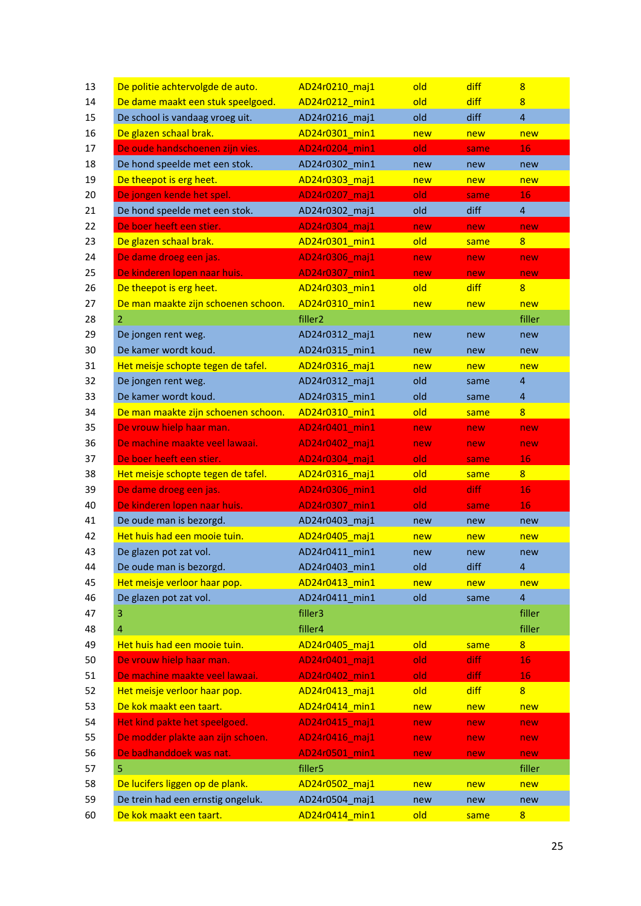| | | | | | |
|---|---|---|---|---|---|
| 13 | De politie achtervolgde de auto. | AD24r0210_maj1 | old | diff | 8 |
| 14 | De dame maakt een stuk speelgoed. | AD24r0212_min1 | old | diff | 8 |
| 15 | De school is vandaag vroeg uit. | AD24r0216_maj1 | old | diff | 4 |
| 16 | De glazen schaal brak. | AD24r0301_min1 | new | new | new |
| 17 | De oude handschoenen zijn vies. | AD24r0204_min1 | old | same | 16 |
| 18 | De hond speelde met een stok. | AD24r0302_min1 | new | new | new |
| 19 | De theepot is erg heet. | AD24r0303_maj1 | new | new | new |
| 20 | De jongen kende het spel. | AD24r0207_maj1 | old | same | 16 |
| 21 | De hond speelde met een stok. | AD24r0302_maj1 | old | diff | 4 |
| 22 | De boer heeft een stier. | AD24r0304_maj1 | new | new | new |
| 23 | De glazen schaal brak. | AD24r0301_min1 | old | same | 8 |
| 24 | De dame droeg een jas. | AD24r0306_maj1 | new | new | new |
| 25 | De kinderen lopen naar huis. | AD24r0307_min1 | new | new | new |
| 26 | De theepot is erg heet. | AD24r0303_min1 | old | diff | 8 |
| 27 | De man maakte zijn schoenen schoon. | AD24r0310_min1 | new | new | new |
| 28 | 2 | filler2 | | | filler |
| 29 | De jongen rent weg. | AD24r0312_maj1 | new | new | new |
| 30 | De kamer wordt koud. | AD24r0315_min1 | new | new | new |
| 31 | Het meisje schopte tegen de tafel. | AD24r0316_maj1 | new | new | new |
| 32 | De jongen rent weg. | AD24r0312_maj1 | old | same | 4 |
| 33 | De kamer wordt koud. | AD24r0315_min1 | old | same | 4 |
| 34 | De man maakte zijn schoenen schoon. | AD24r0310_min1 | old | same | 8 |
| 35 | De vrouw hielp haar man. | AD24r0401_min1 | new | new | new |
| 36 | De machine maakte veel lawaai. | AD24r0402_maj1 | new | new | new |
| 37 | De boer heeft een stier. | AD24r0304_maj1 | old | same | 16 |
| 38 | Het meisje schopte tegen de tafel. | AD24r0316_maj1 | old | same | 8 |
| 39 | De dame droeg een jas. | AD24r0306_min1 | old | diff | 16 |
| 40 | De kinderen lopen naar huis. | AD24r0307_min1 | old | same | 16 |
| 41 | De oude man is bezorgd. | AD24r0403_maj1 | new | new | new |
| 42 | Het huis had een mooie tuin. | AD24r0405_maj1 | new | new | new |
| 43 | De glazen pot zat vol. | AD24r0411_min1 | new | new | new |
| 44 | De oude man is bezorgd. | AD24r0403_min1 | old | diff | 4 |
| 45 | Het meisje verloor haar pop. | AD24r0413_min1 | new | new | new |
| 46 | De glazen pot zat vol. | AD24r0411_min1 | old | same | 4 |
| 47 | 3 | filler3 | | | filler |
| 48 | 4 | filler4 | | | filler |
| 49 | Het huis had een mooie tuin. | AD24r0405_maj1 | old | same | 8 |
| 50 | De vrouw hielp haar man. | AD24r0401_maj1 | old | diff | 16 |
| 51 | De machine maakte veel lawaai. | AD24r0402_min1 | old | diff | 16 |
| 52 | Het meisje verloor haar pop. | AD24r0413_maj1 | old | diff | 8 |
| 53 | De kok maakt een taart. | AD24r0414_min1 | new | new | new |
| 54 | Het kind pakte het speelgoed. | AD24r0415_maj1 | new | new | new |
| 55 | De modder plakte aan zijn schoen. | AD24r0416_maj1 | new | new | new |
| 56 | De badhanddoek was nat. | AD24r0501_min1 | new | new | new |
| 57 | 5 | filler5 | | | filler |
| 58 | De lucifers liggen op de plank. | AD24r0502_maj1 | new | new | new |
| 59 | De trein had een ernstig ongeluk. | AD24r0504_maj1 | new | new | new |
| 60 | De kok maakt een taart. | AD24r0414_min1 | old | same | 8 |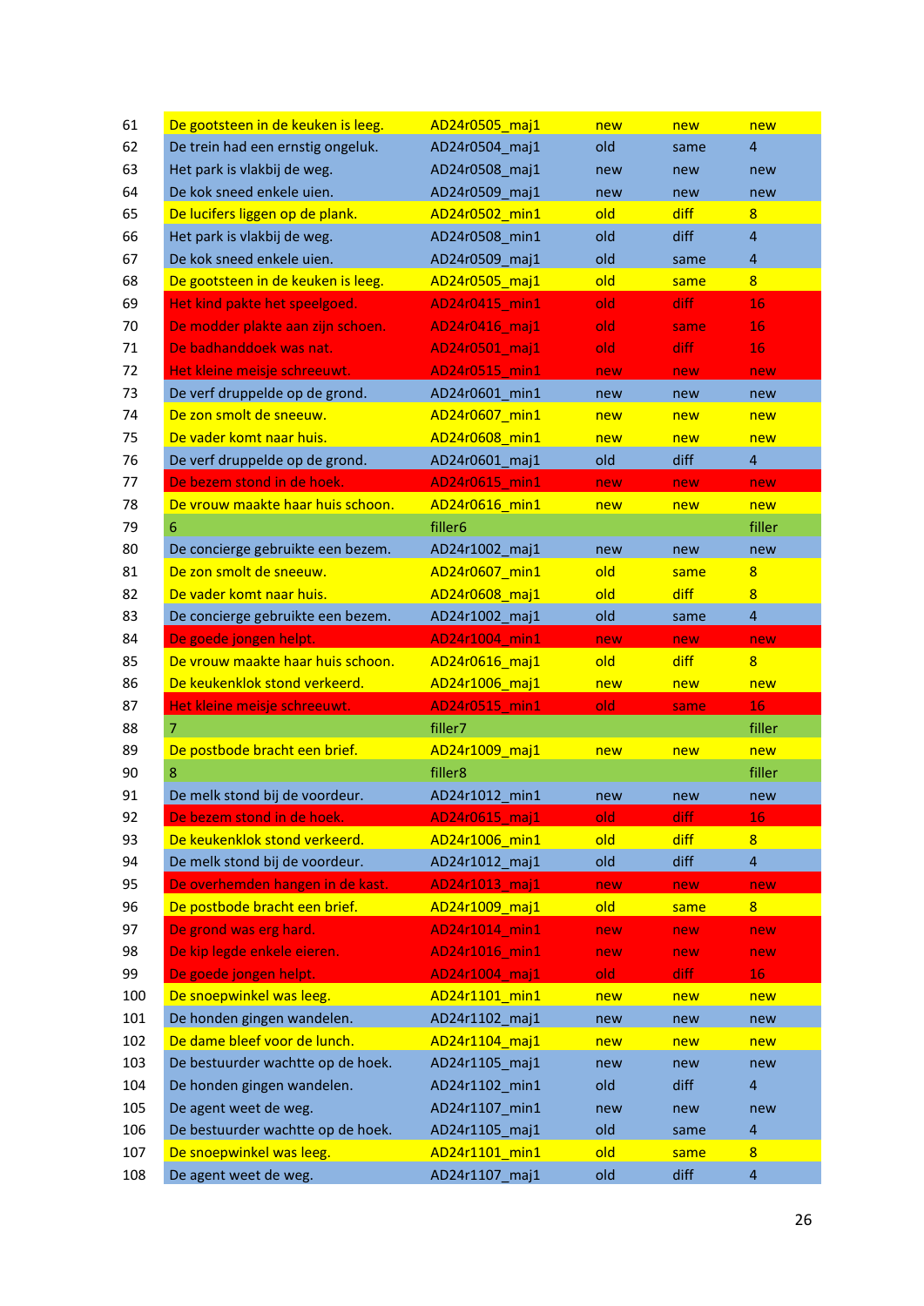| | | | | | |
|---|---|---|---|---|---|
| 61 | De gootsteen in de keuken is leeg. | AD24r0505_maj1 | new | new | new |
| 62 | De trein had een ernstig ongeluk. | AD24r0504_maj1 | old | same | 4 |
| 63 | Het park is vlakbij de weg. | AD24r0508_maj1 | new | new | new |
| 64 | De kok sneed enkele uien. | AD24r0509_maj1 | new | new | new |
| 65 | De lucifers liggen op de plank. | AD24r0502_min1 | old | diff | 8 |
| 66 | Het park is vlakbij de weg. | AD24r0508_min1 | old | diff | 4 |
| 67 | De kok sneed enkele uien. | AD24r0509_maj1 | old | same | 4 |
| 68 | De gootsteen in de keuken is leeg. | AD24r0505_maj1 | old | same | 8 |
| 69 | Het kind pakte het speelgoed. | AD24r0415_min1 | old | diff | 16 |
| 70 | De modder plakte aan zijn schoen. | AD24r0416_maj1 | old | same | 16 |
| 71 | De badhanddoek was nat. | AD24r0501_maj1 | old | diff | 16 |
| 72 | Het kleine meisje schreeuwt. | AD24r0515_min1 | new | new | new |
| 73 | De verf druppelde op de grond. | AD24r0601_min1 | new | new | new |
| 74 | De zon smolt de sneeuw. | AD24r0607_min1 | new | new | new |
| 75 | De vader komt naar huis. | AD24r0608_min1 | new | new | new |
| 76 | De verf druppelde op de grond. | AD24r0601_maj1 | old | diff | 4 |
| 77 | De bezem stond in de hoek. | AD24r0615_min1 | new | new | new |
| 78 | De vrouw maakte haar huis schoon. | AD24r0616_min1 | new | new | new |
| 79 | 6 | filler6 | | | filler |
| 80 | De concierge gebruikte een bezem. | AD24r1002_maj1 | new | new | new |
| 81 | De zon smolt de sneeuw. | AD24r0607_min1 | old | same | 8 |
| 82 | De vader komt naar huis. | AD24r0608_maj1 | old | diff | 8 |
| 83 | De concierge gebruikte een bezem. | AD24r1002_maj1 | old | same | 4 |
| 84 | De goede jongen helpt. | AD24r1004_min1 | new | new | new |
| 85 | De vrouw maakte haar huis schoon. | AD24r0616_maj1 | old | diff | 8 |
| 86 | De keukenklok stond verkeerd. | AD24r1006_maj1 | new | new | new |
| 87 | Het kleine meisje schreeuwt. | AD24r0515_min1 | old | same | 16 |
| 88 | 7 | filler7 | | | filler |
| 89 | De postbode bracht een brief. | AD24r1009_maj1 | new | new | new |
| 90 | 8 | filler8 | | | filler |
| 91 | De melk stond bij de voordeur. | AD24r1012_min1 | new | new | new |
| 92 | De bezem stond in de hoek. | AD24r0615_maj1 | old | diff | 16 |
| 93 | De keukenklok stond verkeerd. | AD24r1006_min1 | old | diff | 8 |
| 94 | De melk stond bij de voordeur. | AD24r1012_maj1 | old | diff | 4 |
| 95 | De overhemden hangen in de kast. | AD24r1013_maj1 | new | new | new |
| 96 | De postbode bracht een brief. | AD24r1009_maj1 | old | same | 8 |
| 97 | De grond was erg hard. | AD24r1014_min1 | new | new | new |
| 98 | De kip legde enkele eieren. | AD24r1016_min1 | new | new | new |
| 99 | De goede jongen helpt. | AD24r1004_maj1 | old | diff | 16 |
| 100 | De snoepwinkel was leeg. | AD24r1101_min1 | new | new | new |
| 101 | De honden gingen wandelen. | AD24r1102_maj1 | new | new | new |
| 102 | De dame bleef voor de lunch. | AD24r1104_maj1 | new | new | new |
| 103 | De bestuurder wachtte op de hoek. | AD24r1105_maj1 | new | new | new |
| 104 | De honden gingen wandelen. | AD24r1102_min1 | old | diff | 4 |
| 105 | De agent weet de weg. | AD24r1107_min1 | new | new | new |
| 106 | De bestuurder wachtte op de hoek. | AD24r1105_maj1 | old | same | 4 |
| 107 | De snoepwinkel was leeg. | AD24r1101_min1 | old | same | 8 |
| 108 | De agent weet de weg. | AD24r1107_maj1 | old | diff | 4 |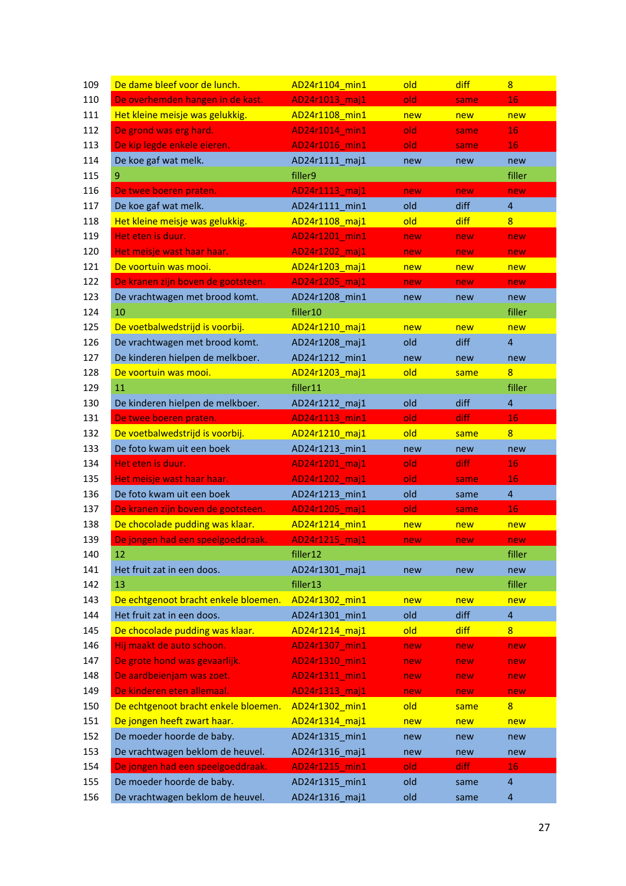| | | | | | |
|---|---|---|---|---|---|
| 109 | De dame bleef voor de lunch. | AD24r1104_min1 | old | diff | 8 |
| 110 | De overhemden hangen in de kast. | AD24r1013_maj1 | old | same | 16 |
| 111 | Het kleine meisje was gelukkig. | AD24r1108_min1 | new | new | new |
| 112 | De grond was erg hard. | AD24r1014_min1 | old | same | 16 |
| 113 | De kip legde enkele eieren. | AD24r1016_min1 | old | same | 16 |
| 114 | De koe gaf wat melk. | AD24r1111_maj1 | new | new | new |
| 115 | 9 | filler9 | | | filler |
| 116 | De twee boeren praten. | AD24r1113_maj1 | new | new | new |
| 117 | De koe gaf wat melk. | AD24r1111_min1 | old | diff | 4 |
| 118 | Het kleine meisje was gelukkig. | AD24r1108_maj1 | old | diff | 8 |
| 119 | Het eten is duur. | AD24r1201_min1 | new | new | new |
| 120 | Het meisje wast haar haar. | AD24r1202_maj1 | new | new | new |
| 121 | De voortuin was mooi. | AD24r1203_maj1 | new | new | new |
| 122 | De kranen zijn boven de gootsteen. | AD24r1205_maj1 | new | new | new |
| 123 | De vrachtwagen met brood komt. | AD24r1208_min1 | new | new | new |
| 124 | 10 | filler10 | | | filler |
| 125 | De voetbalwedstrijd is voorbij. | AD24r1210_maj1 | new | new | new |
| 126 | De vrachtwagen met brood komt. | AD24r1208_maj1 | old | diff | 4 |
| 127 | De kinderen hielpen de melkboer. | AD24r1212_min1 | new | new | new |
| 128 | De voortuin was mooi. | AD24r1203_maj1 | old | same | 8 |
| 129 | 11 | filler11 | | | filler |
| 130 | De kinderen hielpen de melkboer. | AD24r1212_maj1 | old | diff | 4 |
| 131 | De twee boeren praten. | AD24r1113_min1 | old | diff | 16 |
| 132 | De voetbalwedstrijd is voorbij. | AD24r1210_maj1 | old | same | 8 |
| 133 | De foto kwam uit een boek | AD24r1213_min1 | new | new | new |
| 134 | Het eten is duur. | AD24r1201_maj1 | old | diff | 16 |
| 135 | Het meisje wast haar haar. | AD24r1202_maj1 | old | same | 16 |
| 136 | De foto kwam uit een boek | AD24r1213_min1 | old | same | 4 |
| 137 | De kranen zijn boven de gootsteen. | AD24r1205_maj1 | old | same | 16 |
| 138 | De chocolade pudding was klaar. | AD24r1214_min1 | new | new | new |
| 139 | De jongen had een speelgoeddraak. | AD24r1215_maj1 | new | new | new |
| 140 | 12 | filler12 | | | filler |
| 141 | Het fruit zat in een doos. | AD24r1301_maj1 | new | new | new |
| 142 | 13 | filler13 | | | filler |
| 143 | De echtgenoot bracht enkele bloemen. | AD24r1302_min1 | new | new | new |
| 144 | Het fruit zat in een doos. | AD24r1301_min1 | old | diff | 4 |
| 145 | De chocolade pudding was klaar. | AD24r1214_maj1 | old | diff | 8 |
| 146 | Hij maakt de auto schoon. | AD24r1307_min1 | new | new | new |
| 147 | De grote hond was gevaarlijk. | AD24r1310_min1 | new | new | new |
| 148 | De aardbeienjam was zoet. | AD24r1311_min1 | new | new | new |
| 149 | De kinderen eten allemaal. | AD24r1313_maj1 | new | new | new |
| 150 | De echtgenoot bracht enkele bloemen. | AD24r1302_min1 | old | same | 8 |
| 151 | De jongen heeft zwart haar. | AD24r1314_maj1 | new | new | new |
| 152 | De moeder hoorde de baby. | AD24r1315_min1 | new | new | new |
| 153 | De vrachtwagen beklom de heuvel. | AD24r1316_maj1 | new | new | new |
| 154 | De jongen had een speelgoeddraak. | AD24r1215_min1 | old | diff | 16 |
| 155 | De moeder hoorde de baby. | AD24r1315_min1 | old | same | 4 |
| 156 | De vrachtwagen beklom de heuvel. | AD24r1316_maj1 | old | same | 4 |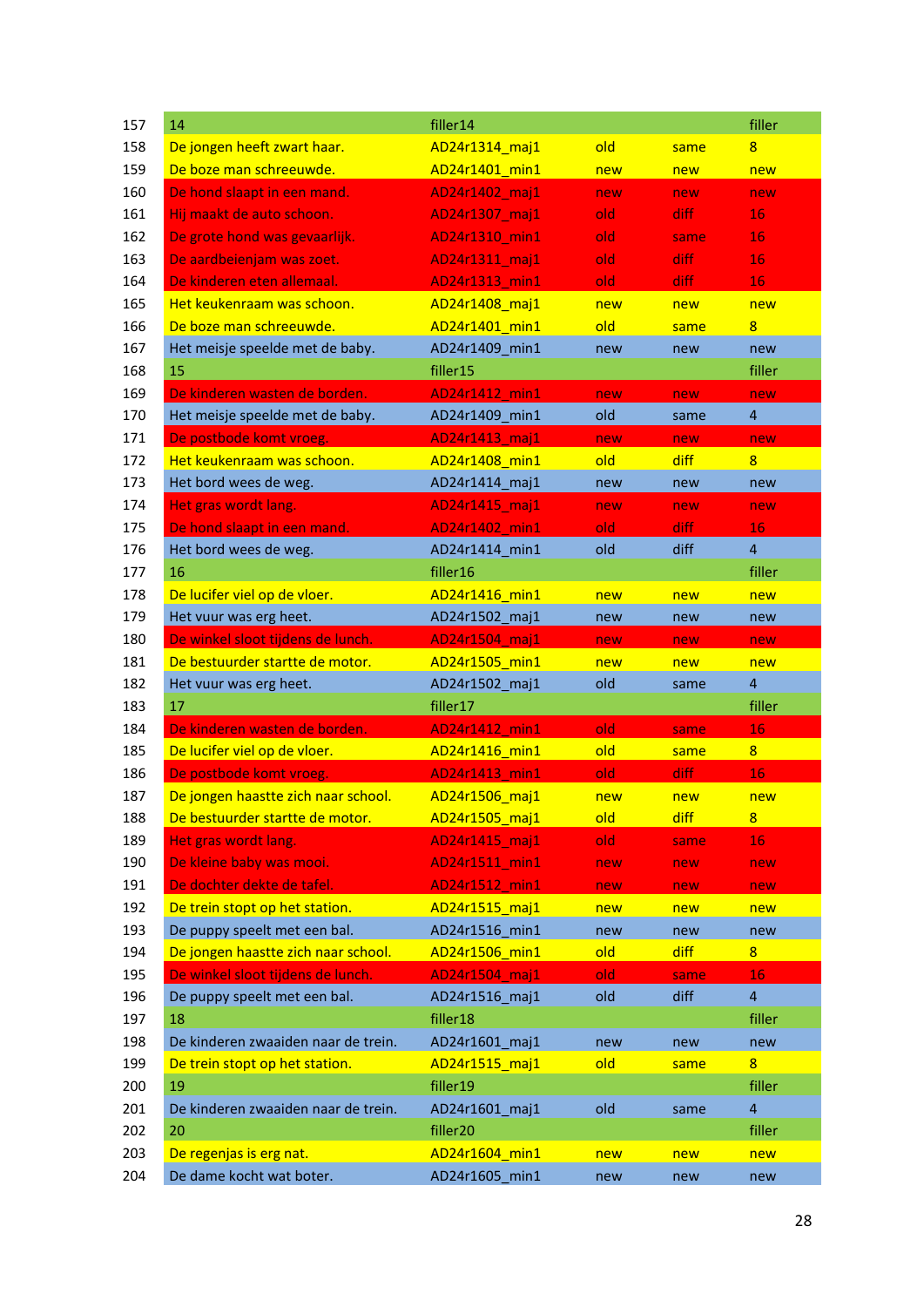| | | | | | |
|---|---|---|---|---|---|
| 157 | 14 | filler14 | | | filler |
| 158 | De jongen heeft zwart haar. | AD24r1314_maj1 | old | same | 8 |
| 159 | De boze man schreeuwde. | AD24r1401_min1 | new | new | new |
| 160 | De hond slaapt in een mand. | AD24r1402_maj1 | new | new | new |
| 161 | Hij maakt de auto schoon. | AD24r1307_maj1 | old | diff | 16 |
| 162 | De grote hond was gevaarlijk. | AD24r1310_min1 | old | same | 16 |
| 163 | De aardbeienjam was zoet. | AD24r1311_maj1 | old | diff | 16 |
| 164 | De kinderen eten allemaal. | AD24r1313_min1 | old | diff | 16 |
| 165 | Het keukenraam was schoon. | AD24r1408_maj1 | new | new | new |
| 166 | De boze man schreeuwde. | AD24r1401_min1 | old | same | 8 |
| 167 | Het meisje speelde met de baby. | AD24r1409_min1 | new | new | new |
| 168 | 15 | filler15 | | | filler |
| 169 | De kinderen wasten de borden. | AD24r1412_min1 | new | new | new |
| 170 | Het meisje speelde met de baby. | AD24r1409_min1 | old | same | 4 |
| 171 | De postbode komt vroeg. | AD24r1413_maj1 | new | new | new |
| 172 | Het keukenraam was schoon. | AD24r1408_min1 | old | diff | 8 |
| 173 | Het bord wees de weg. | AD24r1414_maj1 | new | new | new |
| 174 | Het gras wordt lang. | AD24r1415_maj1 | new | new | new |
| 175 | De hond slaapt in een mand. | AD24r1402_min1 | old | diff | 16 |
| 176 | Het bord wees de weg. | AD24r1414_min1 | old | diff | 4 |
| 177 | 16 | filler16 | | | filler |
| 178 | De lucifer viel op de vloer. | AD24r1416_min1 | new | new | new |
| 179 | Het vuur was erg heet. | AD24r1502_maj1 | new | new | new |
| 180 | De winkel sloot tijdens de lunch. | AD24r1504_maj1 | new | new | new |
| 181 | De bestuurder startte de motor. | AD24r1505_min1 | new | new | new |
| 182 | Het vuur was erg heet. | AD24r1502_maj1 | old | same | 4 |
| 183 | 17 | filler17 | | | filler |
| 184 | De kinderen wasten de borden. | AD24r1412_min1 | old | same | 16 |
| 185 | De lucifer viel op de vloer. | AD24r1416_min1 | old | same | 8 |
| 186 | De postbode komt vroeg. | AD24r1413_min1 | old | diff | 16 |
| 187 | De jongen haastte zich naar school. | AD24r1506_maj1 | new | new | new |
| 188 | De bestuurder startte de motor. | AD24r1505_maj1 | old | diff | 8 |
| 189 | Het gras wordt lang. | AD24r1415_maj1 | old | same | 16 |
| 190 | De kleine baby was mooi. | AD24r1511_min1 | new | new | new |
| 191 | De dochter dekte de tafel. | AD24r1512_min1 | new | new | new |
| 192 | De trein stopt op het station. | AD24r1515_maj1 | new | new | new |
| 193 | De puppy speelt met een bal. | AD24r1516_min1 | new | new | new |
| 194 | De jongen haastte zich naar school. | AD24r1506_min1 | old | diff | 8 |
| 195 | De winkel sloot tijdens de lunch. | AD24r1504_maj1 | old | same | 16 |
| 196 | De puppy speelt met een bal. | AD24r1516_maj1 | old | diff | 4 |
| 197 | 18 | filler18 | | | filler |
| 198 | De kinderen zwaaiden naar de trein. | AD24r1601_maj1 | new | new | new |
| 199 | De trein stopt op het station. | AD24r1515_maj1 | old | same | 8 |
| 200 | 19 | filler19 | | | filler |
| 201 | De kinderen zwaaiden naar de trein. | AD24r1601_maj1 | old | same | 4 |
| 202 | 20 | filler20 | | | filler |
| 203 | De regenjas is erg nat. | AD24r1604_min1 | new | new | new |
| 204 | De dame kocht wat boter. | AD24r1605_min1 | new | new | new |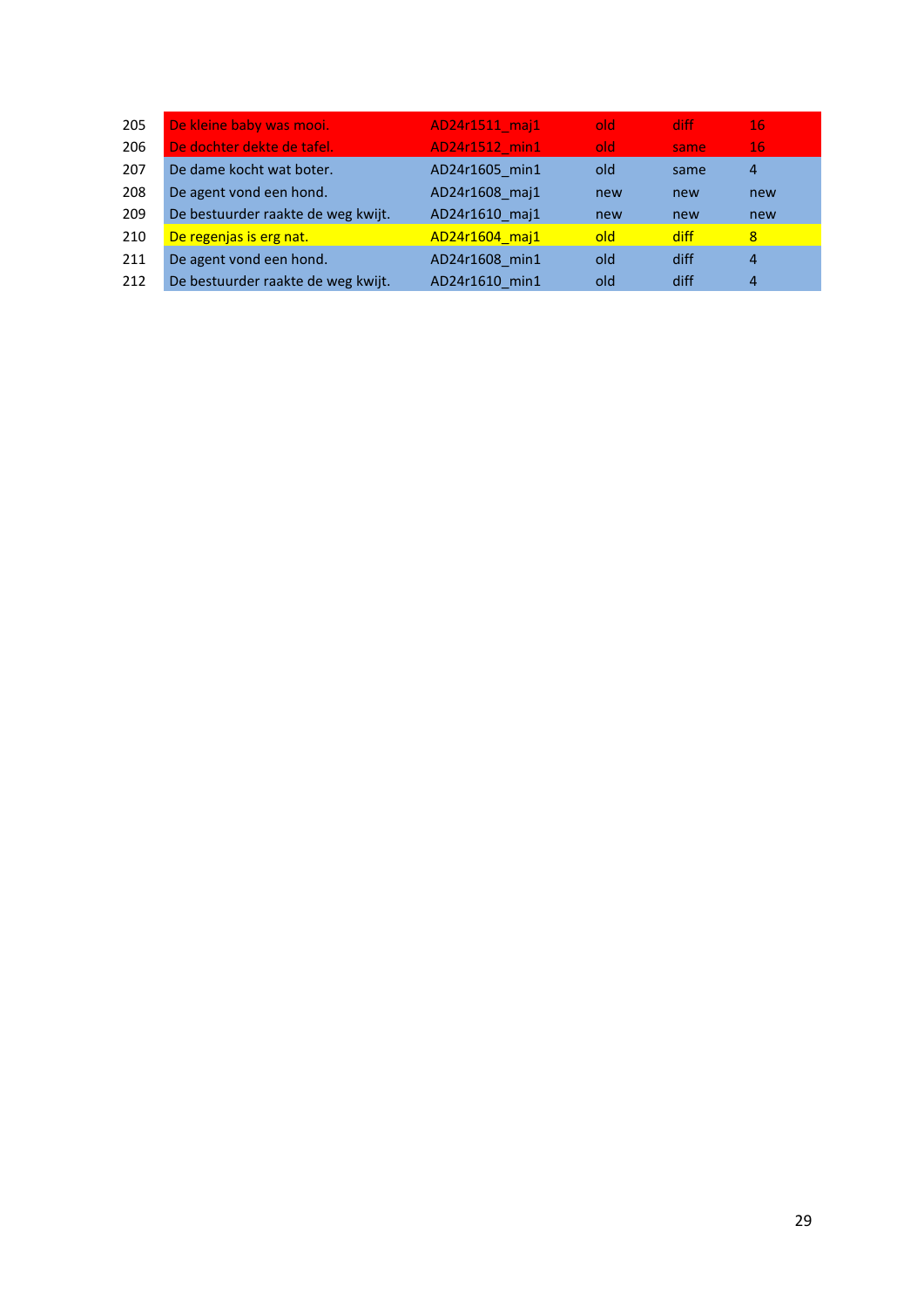| | | | | | |
|---|---|---|---|---|---|
| 205 | De kleine baby was mooi. | AD24r1511_maj1 | old | diff | 16 |
| 206 | De dochter dekte de tafel. | AD24r1512_min1 | old | same | 16 |
| 207 | De dame kocht wat boter. | AD24r1605_min1 | old | same | 4 |
| 208 | De agent vond een hond. | AD24r1608_maj1 | new | new | new |
| 209 | De bestuurder raakte de weg kwijt. | AD24r1610_maj1 | new | new | new |
| 210 | De regenjas is erg nat. | AD24r1604_maj1 | old | diff | 8 |
| 211 | De agent vond een hond. | AD24r1608_min1 | old | diff | 4 |
| 212 | De bestuurder raakte de weg kwijt. | AD24r1610_min1 | old | diff | 4 |